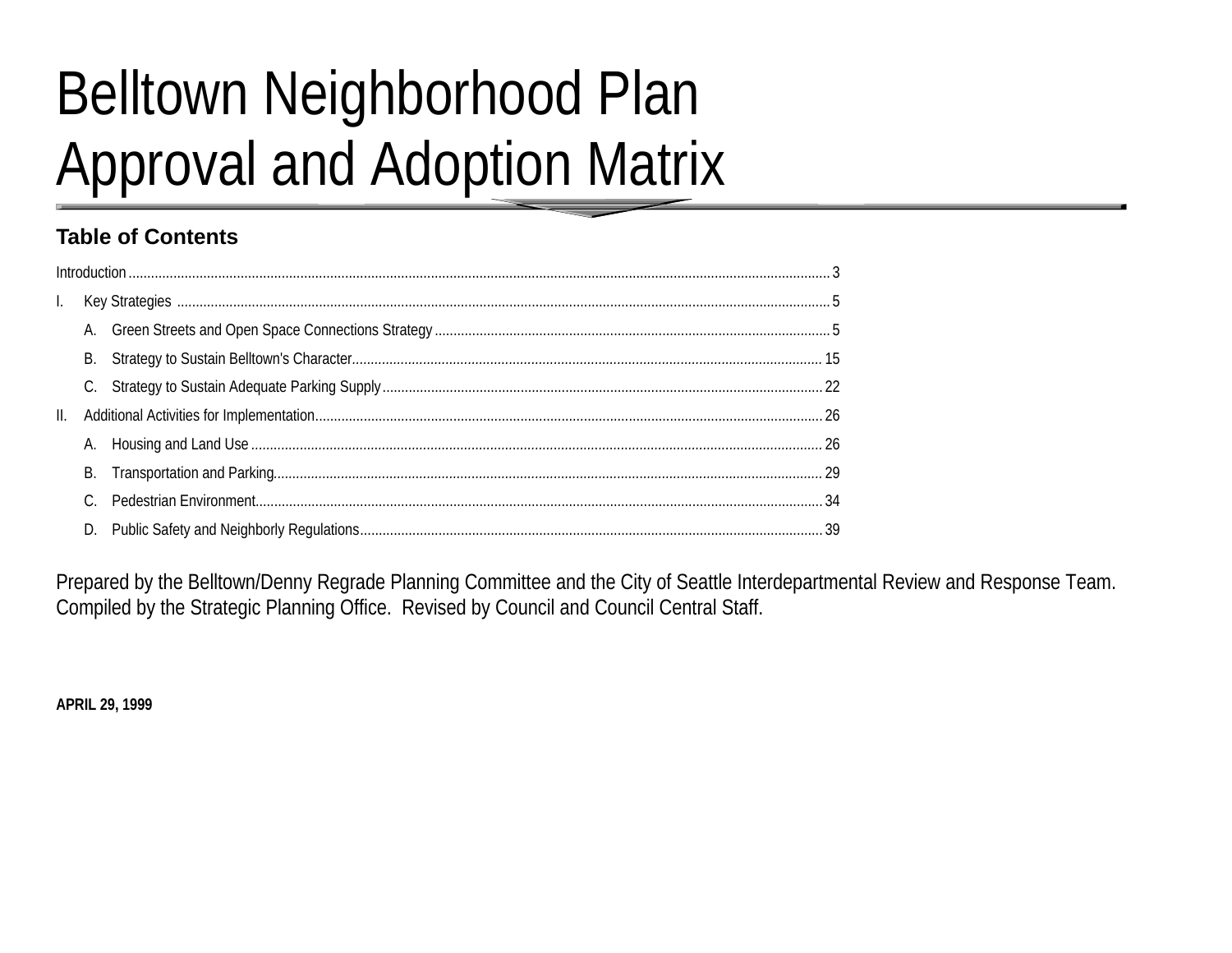# Belltown Neighborhood Plan Approval and Adoption Matrix

## Table of Contents

Introduction ..... 3

I. Key Strategies ..... 5

- A. Green Streets and Open Space Connections Strategy ..... 5
- B. Strategy to Sustain Belltown's Character ..... 15
- C. Strategy to Sustain Adequate Parking Supply ..... 22

II. Additional Activities for Implementation ..... 26

- A. Housing and Land Use ..... 26
- B. Transportation and Parking ..... 29
- C. Pedestrian Environment ..... 34
- D. Public Safety and Neighborly Regulations ..... 39

Prepared by the Belltown/Denny Regrade Planning Committee and the City of Seattle Interdepartmental Review and Response Team. Compiled by the Strategic Planning Office. Revised by Council and Council Central Staff.

**APRIL 29, 1999**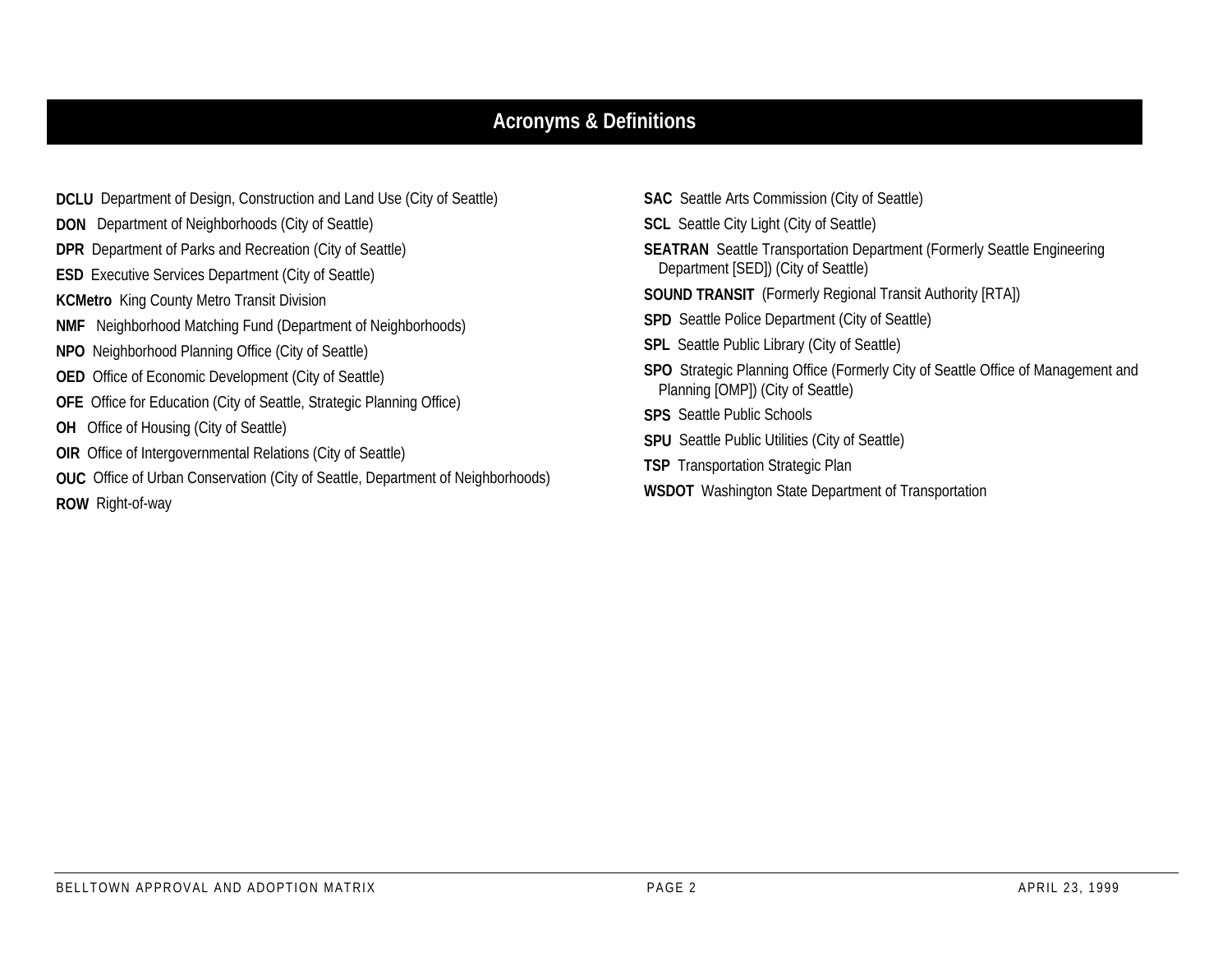# Acronyms & Definitions

**DCLU** Department of Design, Construction and Land Use (City of Seattle)

**DON** Department of Neighborhoods (City of Seattle)

**DPR** Department of Parks and Recreation (City of Seattle)

**ESD** Executive Services Department (City of Seattle)

**KCMetro** King County Metro Transit Division

**NMF** Neighborhood Matching Fund (Department of Neighborhoods)

**NPO** Neighborhood Planning Office (City of Seattle)

**OED** Office of Economic Development (City of Seattle)

**OFE** Office for Education (City of Seattle, Strategic Planning Office)

**OH** Office of Housing (City of Seattle)

**OIR** Office of Intergovernmental Relations (City of Seattle)

**OUC** Office of Urban Conservation (City of Seattle, Department of Neighborhoods)

**ROW** Right-of-way

**SAC** Seattle Arts Commission (City of Seattle)

**SCL** Seattle City Light (City of Seattle)

**SEATRAN** Seattle Transportation Department (Formerly Seattle Engineering Department [SED]) (City of Seattle)

**SOUND TRANSIT** (Formerly Regional Transit Authority [RTA])

**SPD** Seattle Police Department (City of Seattle)

**SPL** Seattle Public Library (City of Seattle)

**SPO** Strategic Planning Office (Formerly City of Seattle Office of Management and Planning [OMP]) (City of Seattle)

**SPS** Seattle Public Schools

**SPU** Seattle Public Utilities (City of Seattle)

**TSP** Transportation Strategic Plan

**WSDOT** Washington State Department of Transportation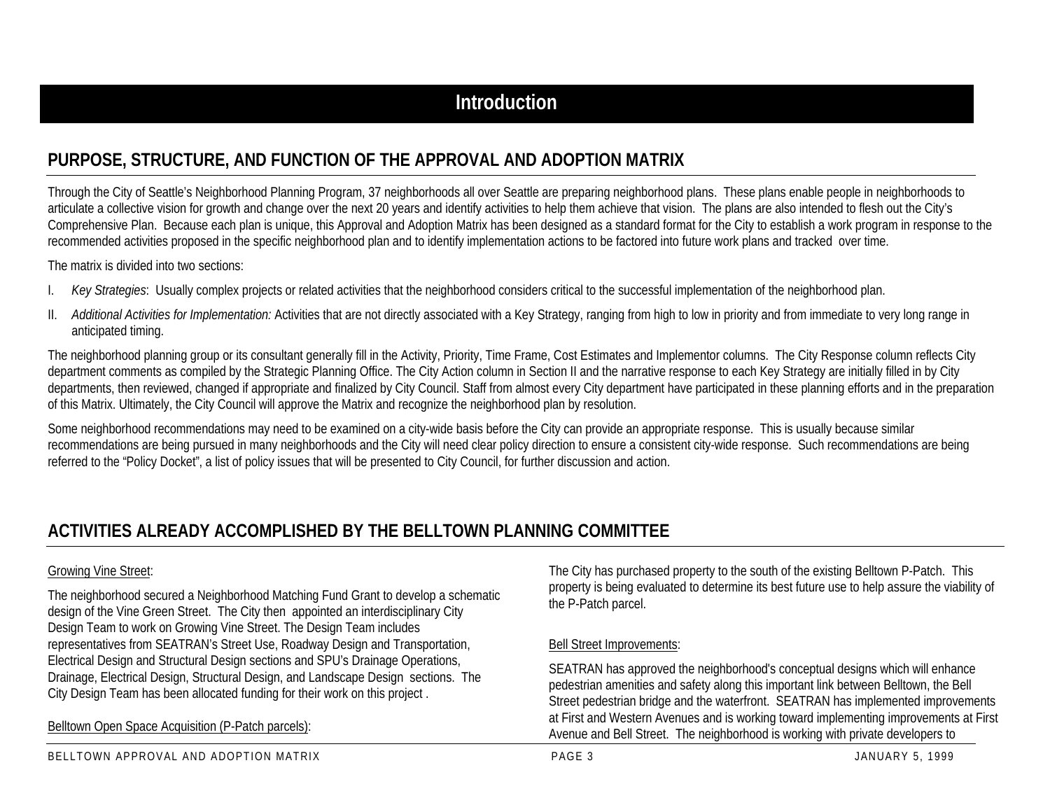# Introduction

## PURPOSE, STRUCTURE, AND FUNCTION OF THE APPROVAL AND ADOPTION MATRIX

Through the City of Seattle's Neighborhood Planning Program, 37 neighborhoods all over Seattle are preparing neighborhood plans. These plans enable people in neighborhoods to articulate a collective vision for growth and change over the next 20 years and identify activities to help them achieve that vision. The plans are also intended to flesh out the City's Comprehensive Plan. Because each plan is unique, this Approval and Adoption Matrix has been designed as a standard format for the City to establish a work program in response to the recommended activities proposed in the specific neighborhood plan and to identify implementation actions to be factored into future work plans and tracked over time.

The matrix is divided into two sections:

I. *Key Strategies*: Usually complex projects or related activities that the neighborhood considers critical to the successful implementation of the neighborhood plan.

II. *Additional Activities for Implementation:* Activities that are not directly associated with a Key Strategy, ranging from high to low in priority and from immediate to very long range in anticipated timing.

The neighborhood planning group or its consultant generally fill in the Activity, Priority, Time Frame, Cost Estimates and Implementor columns. The City Response column reflects City department comments as compiled by the Strategic Planning Office. The City Action column in Section II and the narrative response to each Key Strategy are initially filled in by City departments, then reviewed, changed if appropriate and finalized by City Council. Staff from almost every City department have participated in these planning efforts and in the preparation of this Matrix. Ultimately, the City Council will approve the Matrix and recognize the neighborhood plan by resolution.

Some neighborhood recommendations may need to be examined on a city-wide basis before the City can provide an appropriate response. This is usually because similar recommendations are being pursued in many neighborhoods and the City will need clear policy direction to ensure a consistent city-wide response. Such recommendations are being referred to the "Policy Docket", a list of policy issues that will be presented to City Council, for further discussion and action.

## ACTIVITIES ALREADY ACCOMPLISHED BY THE BELLTOWN PLANNING COMMITTEE

Growing Vine Street:

The neighborhood secured a Neighborhood Matching Fund Grant to develop a schematic design of the Vine Green Street. The City then appointed an interdisciplinary City Design Team to work on Growing Vine Street. The Design Team includes representatives from SEATRAN's Street Use, Roadway Design and Transportation, Electrical Design and Structural Design sections and SPU's Drainage Operations, Drainage, Electrical Design, Structural Design, and Landscape Design sections. The City Design Team has been allocated funding for their work on this project .

Belltown Open Space Acquisition (P-Patch parcels):

The City has purchased property to the south of the existing Belltown P-Patch. This property is being evaluated to determine its best future use to help assure the viability of the P-Patch parcel.

Bell Street Improvements:

SEATRAN has approved the neighborhood's conceptual designs which will enhance pedestrian amenities and safety along this important link between Belltown, the Bell Street pedestrian bridge and the waterfront. SEATRAN has implemented improvements at First and Western Avenues and is working toward implementing improvements at First Avenue and Bell Street. The neighborhood is working with private developers to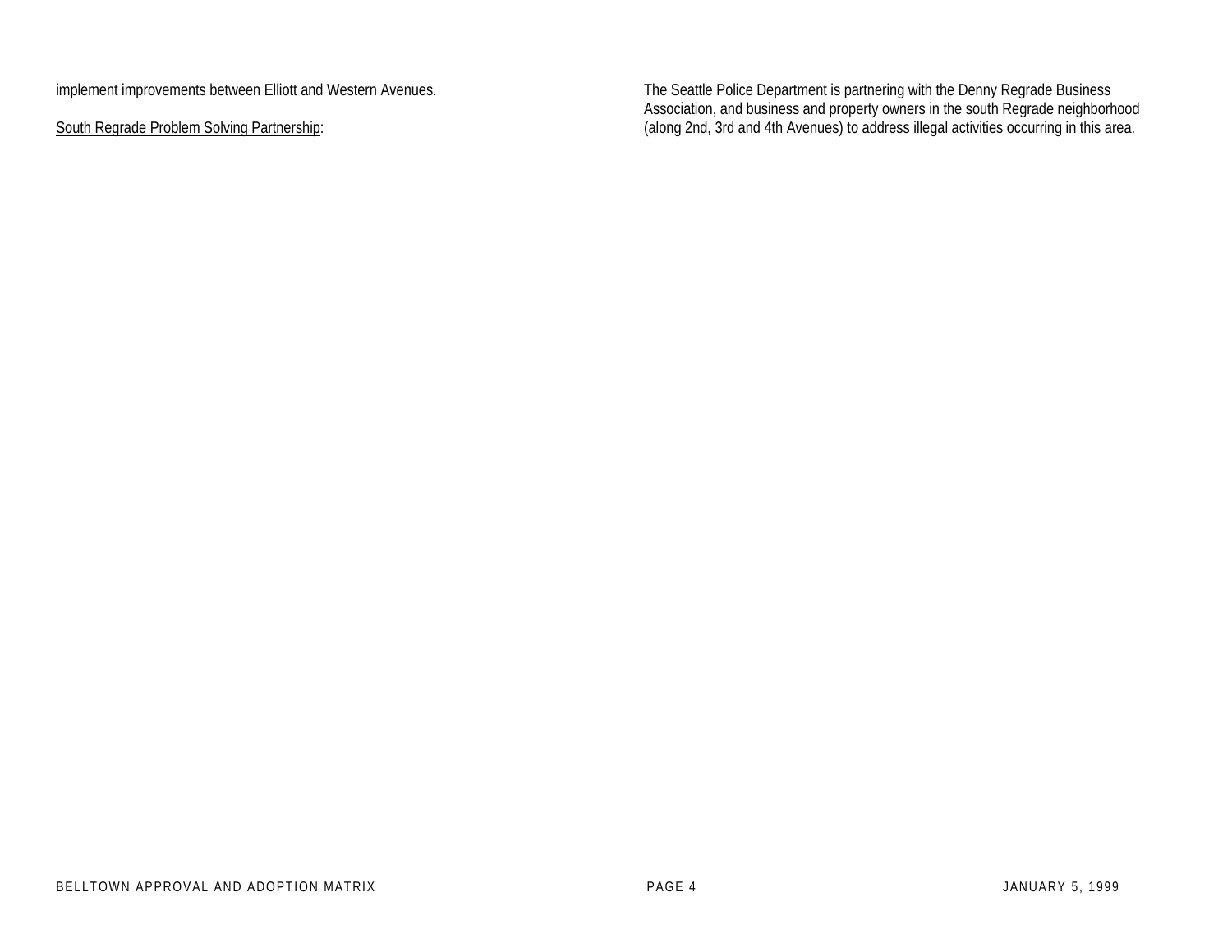implement improvements between Elliott and Western Avenues.

South Regrade Problem Solving Partnership:

The Seattle Police Department is partnering with the Denny Regrade Business Association, and business and property owners in the south Regrade neighborhood (along 2nd, 3rd and 4th Avenues) to address illegal activities occurring in this area.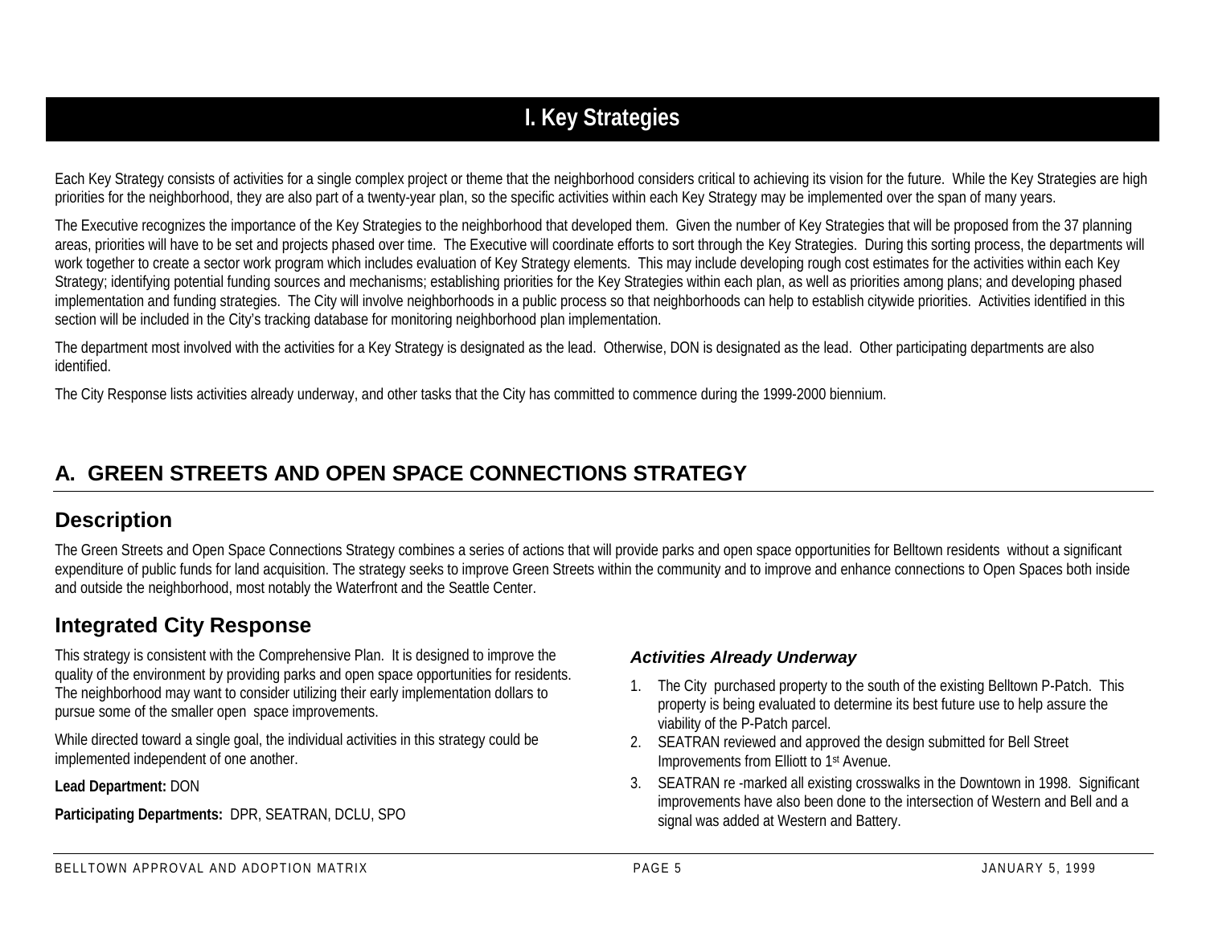# I. Key Strategies

Each Key Strategy consists of activities for a single complex project or theme that the neighborhood considers critical to achieving its vision for the future. While the Key Strategies are high priorities for the neighborhood, they are also part of a twenty-year plan, so the specific activities within each Key Strategy may be implemented over the span of many years.

The Executive recognizes the importance of the Key Strategies to the neighborhood that developed them. Given the number of Key Strategies that will be proposed from the 37 planning areas, priorities will have to be set and projects phased over time. The Executive will coordinate efforts to sort through the Key Strategies. During this sorting process, the departments will work together to create a sector work program which includes evaluation of Key Strategy elements. This may include developing rough cost estimates for the activities within each Key Strategy; identifying potential funding sources and mechanisms; establishing priorities for the Key Strategies within each plan, as well as priorities among plans; and developing phased implementation and funding strategies. The City will involve neighborhoods in a public process so that neighborhoods can help to establish citywide priorities. Activities identified in this section will be included in the City's tracking database for monitoring neighborhood plan implementation.

The department most involved with the activities for a Key Strategy is designated as the lead. Otherwise, DON is designated as the lead. Other participating departments are also identified.

The City Response lists activities already underway, and other tasks that the City has committed to commence during the 1999-2000 biennium.

## A. GREEN STREETS AND OPEN SPACE CONNECTIONS STRATEGY

### Description

The Green Streets and Open Space Connections Strategy combines a series of actions that will provide parks and open space opportunities for Belltown residents without a significant expenditure of public funds for land acquisition. The strategy seeks to improve Green Streets within the community and to improve and enhance connections to Open Spaces both inside and outside the neighborhood, most notably the Waterfront and the Seattle Center.

### Integrated City Response

This strategy is consistent with the Comprehensive Plan. It is designed to improve the quality of the environment by providing parks and open space opportunities for residents. The neighborhood may want to consider utilizing their early implementation dollars to pursue some of the smaller open space improvements.

While directed toward a single goal, the individual activities in this strategy could be implemented independent of one another.

**Lead Department:** DON

**Participating Departments:** DPR, SEATRAN, DCLU, SPO

#### *Activities Already Underway*

1. The City purchased property to the south of the existing Belltown P-Patch. This property is being evaluated to determine its best future use to help assure the viability of the P-Patch parcel.
2. SEATRAN reviewed and approved the design submitted for Bell Street Improvements from Elliott to 1st Avenue.
3. SEATRAN re -marked all existing crosswalks in the Downtown in 1998. Significant improvements have also been done to the intersection of Western and Bell and a signal was added at Western and Battery.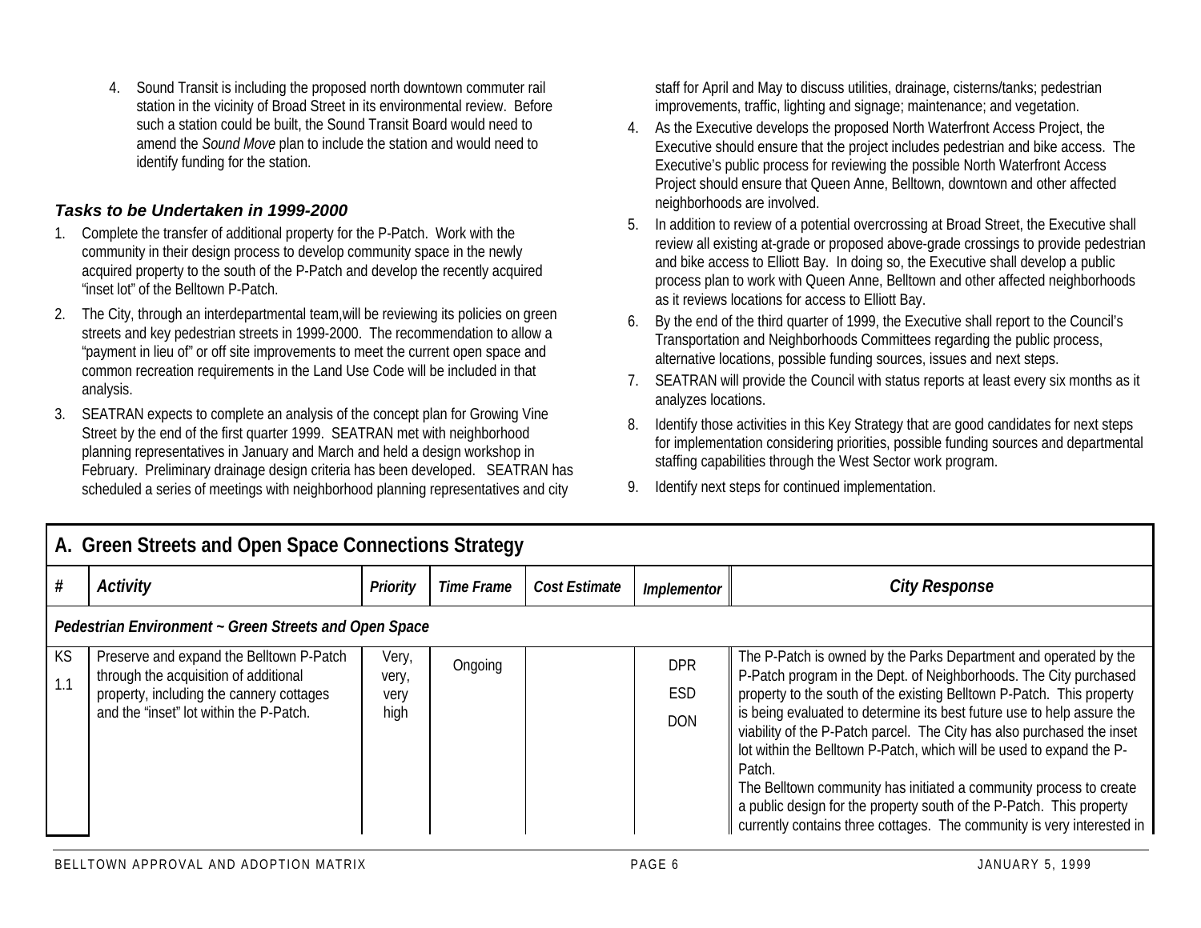4. Sound Transit is including the proposed north downtown commuter rail station in the vicinity of Broad Street in its environmental review. Before such a station could be built, the Sound Transit Board would need to amend the *Sound Move* plan to include the station and would need to identify funding for the station.

### *Tasks to be Undertaken in 1999-2000*

1. Complete the transfer of additional property for the P-Patch. Work with the community in their design process to develop community space in the newly acquired property to the south of the P-Patch and develop the recently acquired "inset lot" of the Belltown P-Patch.
2. The City, through an interdepartmental team,will be reviewing its policies on green streets and key pedestrian streets in 1999-2000. The recommendation to allow a "payment in lieu of" or off site improvements to meet the current open space and common recreation requirements in the Land Use Code will be included in that analysis.
3. SEATRAN expects to complete an analysis of the concept plan for Growing Vine Street by the end of the first quarter 1999. SEATRAN met with neighborhood planning representatives in January and March and held a design workshop in February. Preliminary drainage design criteria has been developed. SEATRAN has scheduled a series of meetings with neighborhood planning representatives and city staff for April and May to discuss utilities, drainage, cisterns/tanks; pedestrian improvements, traffic, lighting and signage; maintenance; and vegetation.
4. As the Executive develops the proposed North Waterfront Access Project, the Executive should ensure that the project includes pedestrian and bike access. The Executive's public process for reviewing the possible North Waterfront Access Project should ensure that Queen Anne, Belltown, downtown and other affected neighborhoods are involved.
5. In addition to review of a potential overcrossing at Broad Street, the Executive shall review all existing at-grade or proposed above-grade crossings to provide pedestrian and bike access to Elliott Bay. In doing so, the Executive shall develop a public process plan to work with Queen Anne, Belltown and other affected neighborhoods as it reviews locations for access to Elliott Bay.
6. By the end of the third quarter of 1999, the Executive shall report to the Council's Transportation and Neighborhoods Committees regarding the public process, alternative locations, possible funding sources, issues and next steps.
7. SEATRAN will provide the Council with status reports at least every six months as it analyzes locations.
8. Identify those activities in this Key Strategy that are good candidates for next steps for implementation considering priorities, possible funding sources and departmental staffing capabilities through the West Sector work program.
9. Identify next steps for continued implementation.

## A. Green Streets and Open Space Connections Strategy

| # | *Activity* | *Priority* | *Time Frame* | *Cost Estimate* | *Implementor* | *City Response* |
|---|---|---|---|---|---|---|
| ***Pedestrian Environment ~ Green Streets and Open Space*** | | | | | | |
| KS 1.1 | Preserve and expand the Belltown P-Patch through the acquisition of additional property, including the cannery cottages and the "inset" lot within the P-Patch. | Very, very, very high | Ongoing | | DPR ESD DON | The P-Patch is owned by the Parks Department and operated by the P-Patch program in the Dept. of Neighborhoods. The City purchased property to the south of the existing Belltown P-Patch. This property is being evaluated to determine its best future use to help assure the viability of the P-Patch parcel. The City has also purchased the inset lot within the Belltown P-Patch, which will be used to expand the P-Patch. The Belltown community has initiated a community process to create a public design for the property south of the P-Patch. This property currently contains three cottages. The community is very interested in |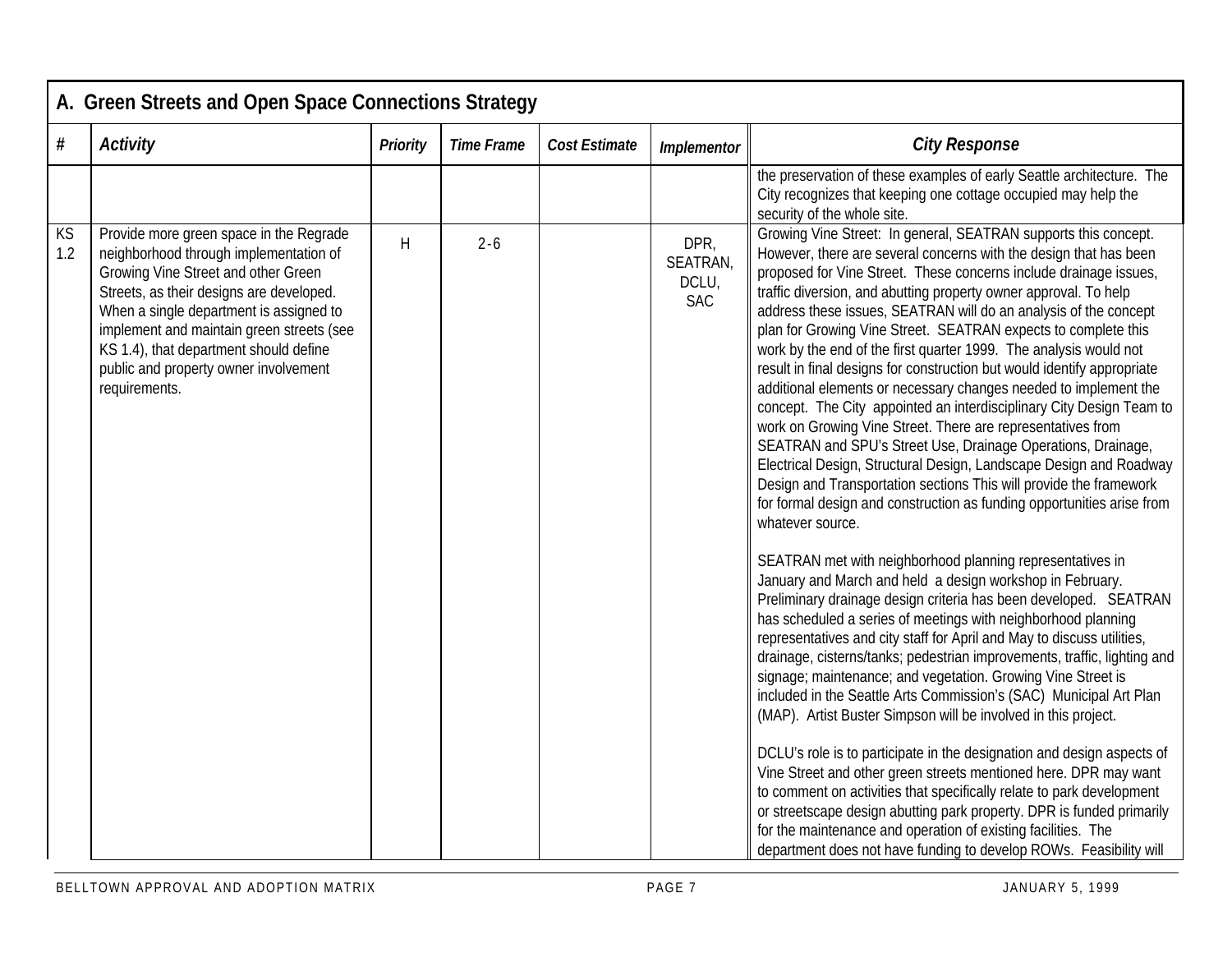## A. Green Streets and Open Space Connections Strategy

| # | Activity | Priority | Time Frame | Cost Estimate | Implementor | City Response |
|---|---|---|---|---|---|---|
| | | | | | | the preservation of these examples of early Seattle architecture. The City recognizes that keeping one cottage occupied may help the security of the whole site. |
| KS 1.2 | Provide more green space in the Regrade neighborhood through implementation of Growing Vine Street and other Green Streets, as their designs are developed. When a single department is assigned to implement and maintain green streets (see KS 1.4), that department should define public and property owner involvement requirements. | H | 2-6 | | DPR, SEATRAN, DCLU, SAC | Growing Vine Street: In general, SEATRAN supports this concept. However, there are several concerns with the design that has been proposed for Vine Street. These concerns include drainage issues, traffic diversion, and abutting property owner approval. To help address these issues, SEATRAN will do an analysis of the concept plan for Growing Vine Street. SEATRAN expects to complete this work by the end of the first quarter 1999. The analysis would not result in final designs for construction but would identify appropriate additional elements or necessary changes needed to implement the concept. The City appointed an interdisciplinary City Design Team to work on Growing Vine Street. There are representatives from SEATRAN and SPU's Street Use, Drainage Operations, Drainage, Electrical Design, Structural Design, Landscape Design and Roadway Design and Transportation sections This will provide the framework for formal design and construction as funding opportunities arise from whatever source.<br><br>SEATRAN met with neighborhood planning representatives in January and March and held a design workshop in February. Preliminary drainage design criteria has been developed. SEATRAN has scheduled a series of meetings with neighborhood planning representatives and city staff for April and May to discuss utilities, drainage, cisterns/tanks; pedestrian improvements, traffic, lighting and signage; maintenance; and vegetation. Growing Vine Street is included in the Seattle Arts Commission's (SAC) Municipal Art Plan (MAP). Artist Buster Simpson will be involved in this project.<br><br>DCLU's role is to participate in the designation and design aspects of Vine Street and other green streets mentioned here. DPR may want to comment on activities that specifically relate to park development or streetscape design abutting park property. DPR is funded primarily for the maintenance and operation of existing facilities. The department does not have funding to develop ROWs. Feasibility will |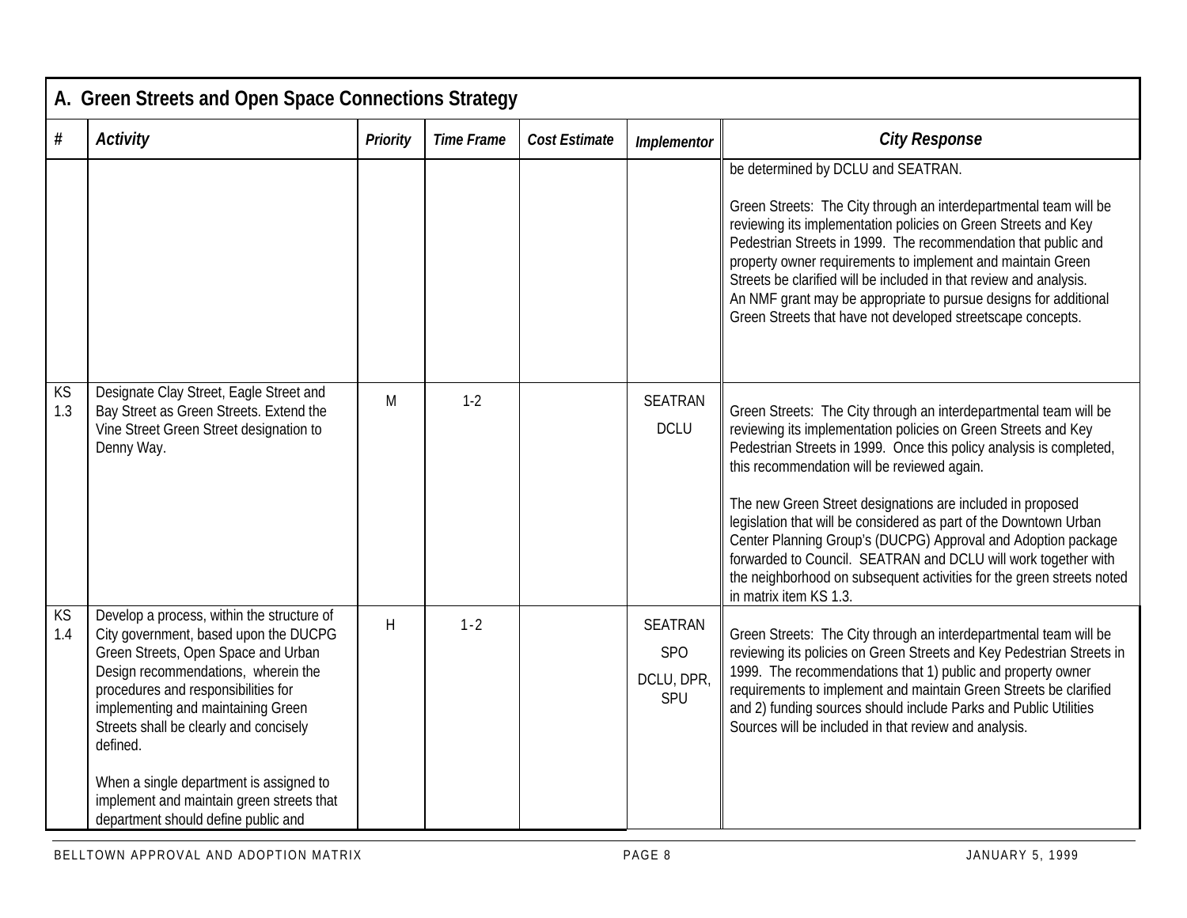## A. Green Streets and Open Space Connections Strategy

| # | Activity | Priority | Time Frame | Cost Estimate | Implementor | City Response |
|---|---|---|---|---|---|---|
| | | | | | | be determined by DCLU and SEATRAN.<br><br>Green Streets: The City through an interdepartmental team will be reviewing its implementation policies on Green Streets and Key Pedestrian Streets in 1999. The recommendation that public and property owner requirements to implement and maintain Green Streets be clarified will be included in that review and analysis.<br>An NMF grant may be appropriate to pursue designs for additional Green Streets that have not developed streetscape concepts. |
| KS 1.3 | Designate Clay Street, Eagle Street and Bay Street as Green Streets. Extend the Vine Street Green Street designation to Denny Way. | M | 1-2 | | SEATRAN<br>DCLU | Green Streets: The City through an interdepartmental team will be reviewing its implementation policies on Green Streets and Key Pedestrian Streets in 1999. Once this policy analysis is completed, this recommendation will be reviewed again.<br><br>The new Green Street designations are included in proposed legislation that will be considered as part of the Downtown Urban Center Planning Group's (DUCPG) Approval and Adoption package forwarded to Council. SEATRAN and DCLU will work together with the neighborhood on subsequent activities for the green streets noted in matrix item KS 1.3. |
| KS 1.4 | Develop a process, within the structure of City government, based upon the DUCPG Green Streets, Open Space and Urban Design recommendations, wherein the procedures and responsibilities for implementing and maintaining Green Streets shall be clearly and concisely defined.<br><br>When a single department is assigned to implement and maintain green streets that department should define public and | H | 1-2 | | SEATRAN<br>SPO<br>DCLU, DPR, SPU | Green Streets: The City through an interdepartmental team will be reviewing its policies on Green Streets and Key Pedestrian Streets in 1999. The recommendations that 1) public and property owner requirements to implement and maintain Green Streets be clarified and 2) funding sources should include Parks and Public Utilities Sources will be included in that review and analysis. |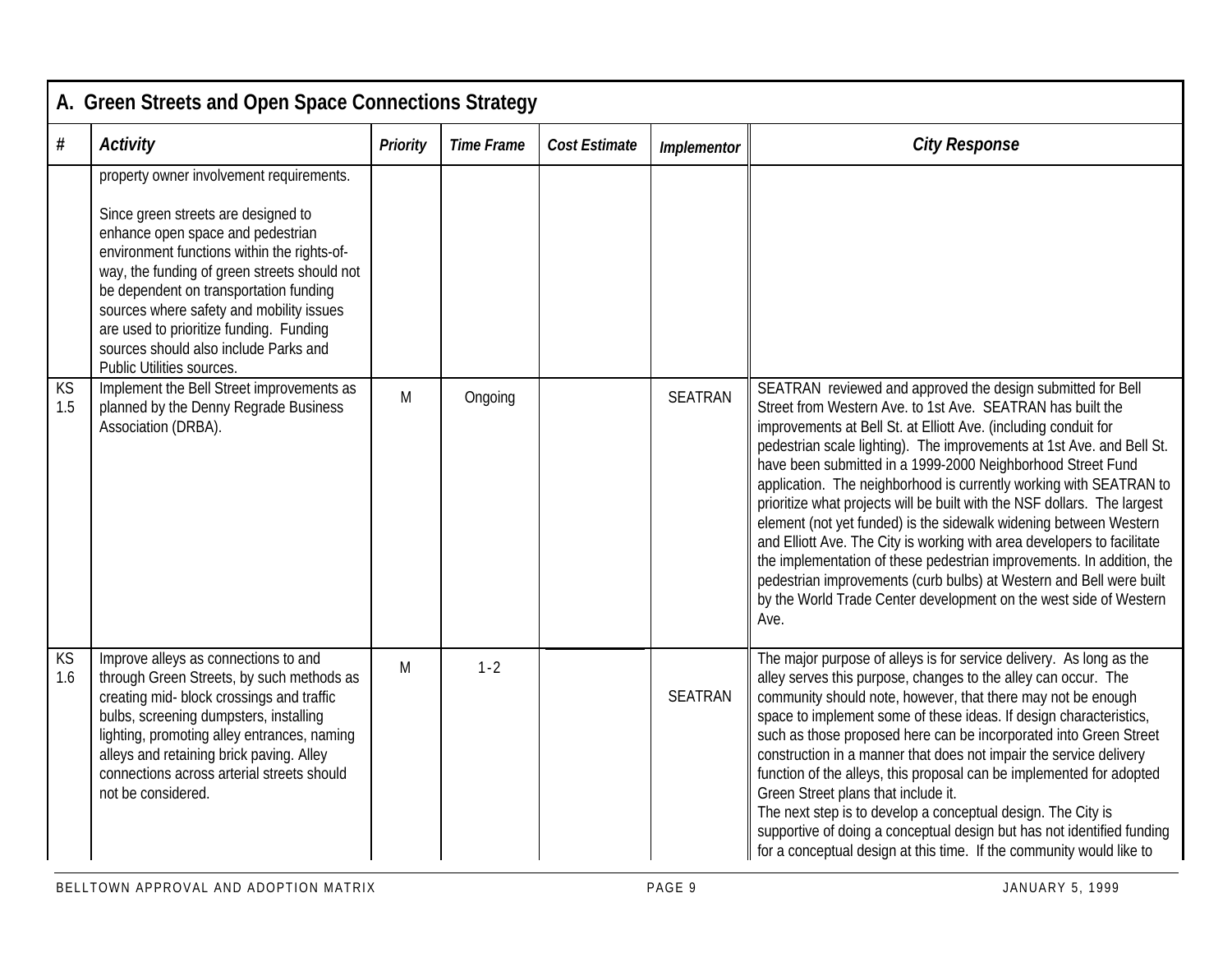## A. Green Streets and Open Space Connections Strategy

| # | Activity | Priority | Time Frame | Cost Estimate | Implementor | City Response |
|---|---|---|---|---|---|---|
| | property owner involvement requirements.<br><br>Since green streets are designed to enhance open space and pedestrian environment functions within the rights-of-way, the funding of green streets should not be dependent on transportation funding sources where safety and mobility issues are used to prioritize funding. Funding sources should also include Parks and Public Utilities sources. | | | | | |
| KS 1.5 | Implement the Bell Street improvements as planned by the Denny Regrade Business Association (DRBA). | M | Ongoing | | SEATRAN | SEATRAN reviewed and approved the design submitted for Bell Street from Western Ave. to 1st Ave. SEATRAN has built the improvements at Bell St. at Elliott Ave. (including conduit for pedestrian scale lighting). The improvements at 1st Ave. and Bell St. have been submitted in a 1999-2000 Neighborhood Street Fund application. The neighborhood is currently working with SEATRAN to prioritize what projects will be built with the NSF dollars. The largest element (not yet funded) is the sidewalk widening between Western and Elliott Ave. The City is working with area developers to facilitate the implementation of these pedestrian improvements. In addition, the pedestrian improvements (curb bulbs) at Western and Bell were built by the World Trade Center development on the west side of Western Ave. |
| KS 1.6 | Improve alleys as connections to and through Green Streets, by such methods as creating mid- block crossings and traffic bulbs, screening dumpsters, installing lighting, promoting alley entrances, naming alleys and retaining brick paving. Alley connections across arterial streets should not be considered. | M | 1-2 | | SEATRAN | The major purpose of alleys is for service delivery. As long as the alley serves this purpose, changes to the alley can occur. The community should note, however, that there may not be enough space to implement some of these ideas. If design characteristics, such as those proposed here can be incorporated into Green Street construction in a manner that does not impair the service delivery function of the alleys, this proposal can be implemented for adopted Green Street plans that include it.<br>The next step is to develop a conceptual design. The City is supportive of doing a conceptual design but has not identified funding for a conceptual design at this time. If the community would like to |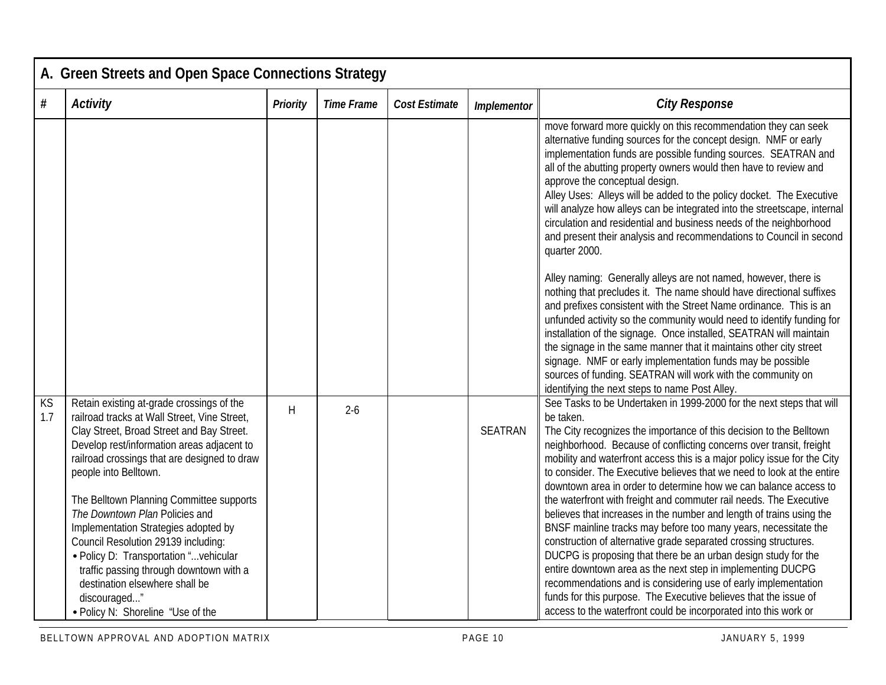## A. Green Streets and Open Space Connections Strategy

| # | *Activity* | *Priority* | *Time Frame* | *Cost Estimate* | *Implementor* | *City Response* |
|---|---|---|---|---|---|---|
| | | | | | | move forward more quickly on this recommendation they can seek alternative funding sources for the concept design. NMF or early implementation funds are possible funding sources. SEATRAN and all of the abutting property owners would then have to review and approve the conceptual design.<br>Alley Uses: Alleys will be added to the policy docket. The Executive will analyze how alleys can be integrated into the streetscape, internal circulation and residential and business needs of the neighborhood and present their analysis and recommendations to Council in second quarter 2000.<br><br>Alley naming: Generally alleys are not named, however, there is nothing that precludes it. The name should have directional suffixes and prefixes consistent with the Street Name ordinance. This is an unfunded activity so the community would need to identify funding for installation of the signage. Once installed, SEATRAN will maintain the signage in the same manner that it maintains other city street signage. NMF or early implementation funds may be possible sources of funding. SEATRAN will work with the community on identifying the next steps to name Post Alley. |
| KS 1.7 | Retain existing at-grade crossings of the railroad tracks at Wall Street, Vine Street, Clay Street, Broad Street and Bay Street. Develop rest/information areas adjacent to railroad crossings that are designed to draw people into Belltown.<br><br>The Belltown Planning Committee supports *The Downtown Plan* Policies and Implementation Strategies adopted by Council Resolution 29139 including:<br>• Policy D: Transportation "...vehicular traffic passing through downtown with a destination elsewhere shall be discouraged..."<br>• Policy N: Shoreline "Use of the | H | 2-6 | | SEATRAN | See Tasks to be Undertaken in 1999-2000 for the next steps that will be taken.<br>The City recognizes the importance of this decision to the Belltown neighborhood. Because of conflicting concerns over transit, freight mobility and waterfront access this is a major policy issue for the City to consider. The Executive believes that we need to look at the entire downtown area in order to determine how we can balance access to the waterfront with freight and commuter rail needs. The Executive believes that increases in the number and length of trains using the BNSF mainline tracks may before too many years, necessitate the construction of alternative grade separated crossing structures. DUCPG is proposing that there be an urban design study for the entire downtown area as the next step in implementing DUCPG recommendations and is considering use of early implementation funds for this purpose. The Executive believes that the issue of access to the waterfront could be incorporated into this work or |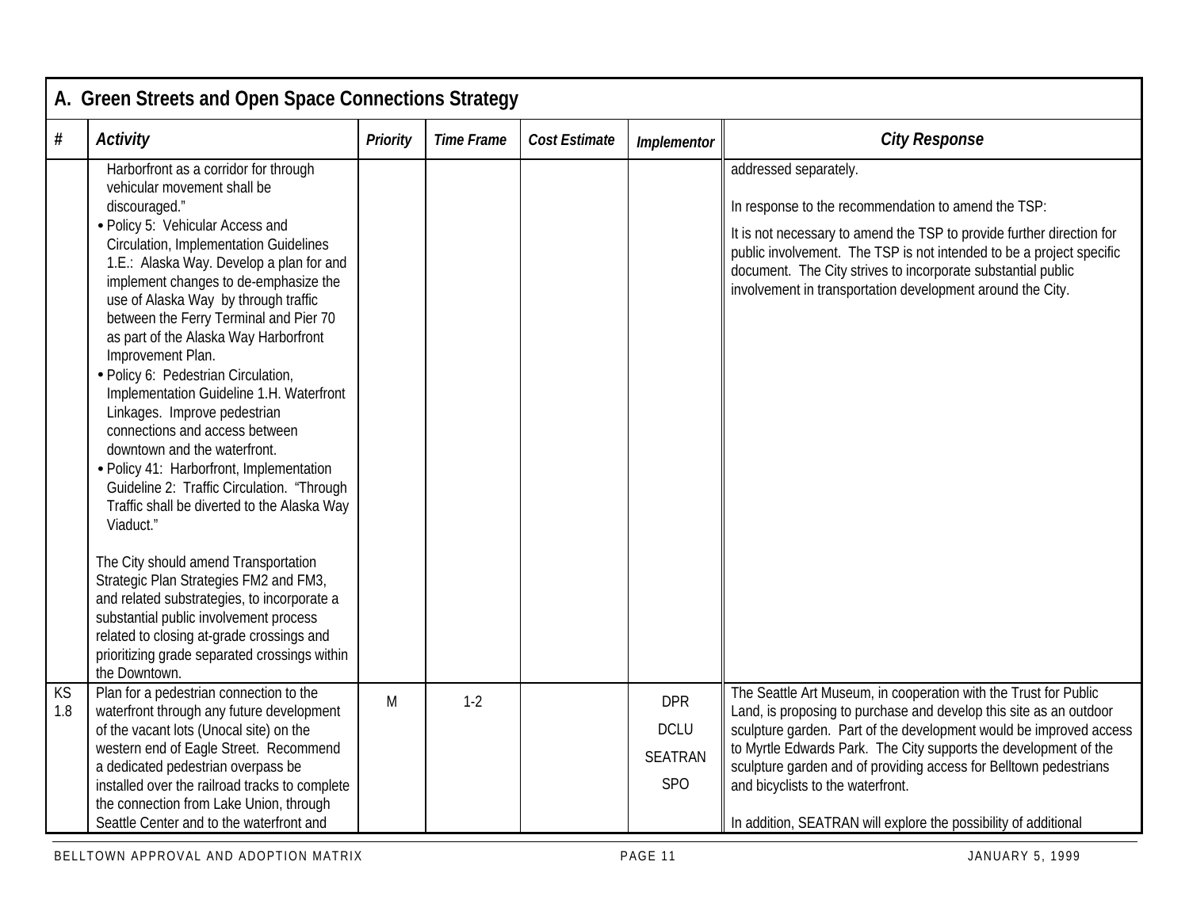## A. Green Streets and Open Space Connections Strategy

| # | Activity | Priority | Time Frame | Cost Estimate | Implementor | City Response |
|---|---|---|---|---|---|---|
| | Harborfront as a corridor for through vehicular movement shall be discouraged."<br>• Policy 5: Vehicular Access and Circulation, Implementation Guidelines 1.E.: Alaska Way. Develop a plan for and implement changes to de-emphasize the use of Alaska Way by through traffic between the Ferry Terminal and Pier 70 as part of the Alaska Way Harborfront Improvement Plan.<br>• Policy 6: Pedestrian Circulation, Implementation Guideline 1.H. Waterfront Linkages. Improve pedestrian connections and access between downtown and the waterfront.<br>• Policy 41: Harborfront, Implementation Guideline 2: Traffic Circulation. "Through Traffic shall be diverted to the Alaska Way Viaduct."<br><br>The City should amend Transportation Strategic Plan Strategies FM2 and FM3, and related substrategies, to incorporate a substantial public involvement process related to closing at-grade crossings and prioritizing grade separated crossings within the Downtown. | | | | | addressed separately.<br><br>In response to the recommendation to amend the TSP:<br><br>It is not necessary to amend the TSP to provide further direction for public involvement. The TSP is not intended to be a project specific document. The City strives to incorporate substantial public involvement in transportation development around the City. |
| KS 1.8 | Plan for a pedestrian connection to the waterfront through any future development of the vacant lots (Unocal site) on the western end of Eagle Street. Recommend a dedicated pedestrian overpass be installed over the railroad tracks to complete the connection from Lake Union, through Seattle Center and to the waterfront and | M | 1-2 | | DPR<br>DCLU<br>SEATRAN<br>SPO | The Seattle Art Museum, in cooperation with the Trust for Public Land, is proposing to purchase and develop this site as an outdoor sculpture garden. Part of the development would be improved access to Myrtle Edwards Park. The City supports the development of the sculpture garden and of providing access for Belltown pedestrians and bicyclists to the waterfront.<br><br>In addition, SEATRAN will explore the possibility of additional |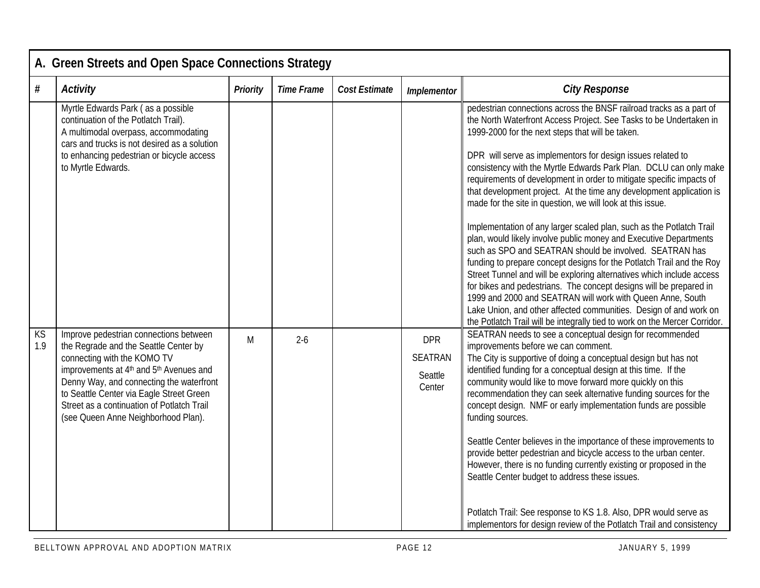## A. Green Streets and Open Space Connections Strategy

| # | Activity | Priority | Time Frame | Cost Estimate | Implementor | City Response |
|---|---|---|---|---|---|---|
| | Myrtle Edwards Park ( as a possible continuation of the Potlatch Trail). A multimodal overpass, accommodating cars and trucks is not desired as a solution to enhancing pedestrian or bicycle access to Myrtle Edwards. | | | | | pedestrian connections across the BNSF railroad tracks as a part of the North Waterfront Access Project. See Tasks to be Undertaken in 1999-2000 for the next steps that will be taken.<br><br>DPR will serve as implementors for design issues related to consistency with the Myrtle Edwards Park Plan. DCLU can only make requirements of development in order to mitigate specific impacts of that development project. At the time any development application is made for the site in question, we will look at this issue.<br><br>Implementation of any larger scaled plan, such as the Potlatch Trail plan, would likely involve public money and Executive Departments such as SPO and SEATRAN should be involved. SEATRAN has funding to prepare concept designs for the Potlatch Trail and the Roy Street Tunnel and will be exploring alternatives which include access for bikes and pedestrians. The concept designs will be prepared in 1999 and 2000 and SEATRAN will work with Queen Anne, South Lake Union, and other affected communities. Design of and work on the Potlatch Trail will be integrally tied to work on the Mercer Corridor. |
| KS 1.9 | Improve pedestrian connections between the Regrade and the Seattle Center by connecting with the KOMO TV improvements at 4th and 5th Avenues and Denny Way, and connecting the waterfront to Seattle Center via Eagle Street Green Street as a continuation of Potlatch Trail (see Queen Anne Neighborhood Plan). | M | 2-6 | | DPR<br><br>SEATRAN<br><br>Seattle Center | SEATRAN needs to see a conceptual design for recommended improvements before we can comment.<br>The City is supportive of doing a conceptual design but has not identified funding for a conceptual design at this time. If the community would like to move forward more quickly on this recommendation they can seek alternative funding sources for the concept design. NMF or early implementation funds are possible funding sources.<br><br>Seattle Center believes in the importance of these improvements to provide better pedestrian and bicycle access to the urban center. However, there is no funding currently existing or proposed in the Seattle Center budget to address these issues.<br><br>Potlatch Trail: See response to KS 1.8. Also, DPR would serve as implementors for design review of the Potlatch Trail and consistency |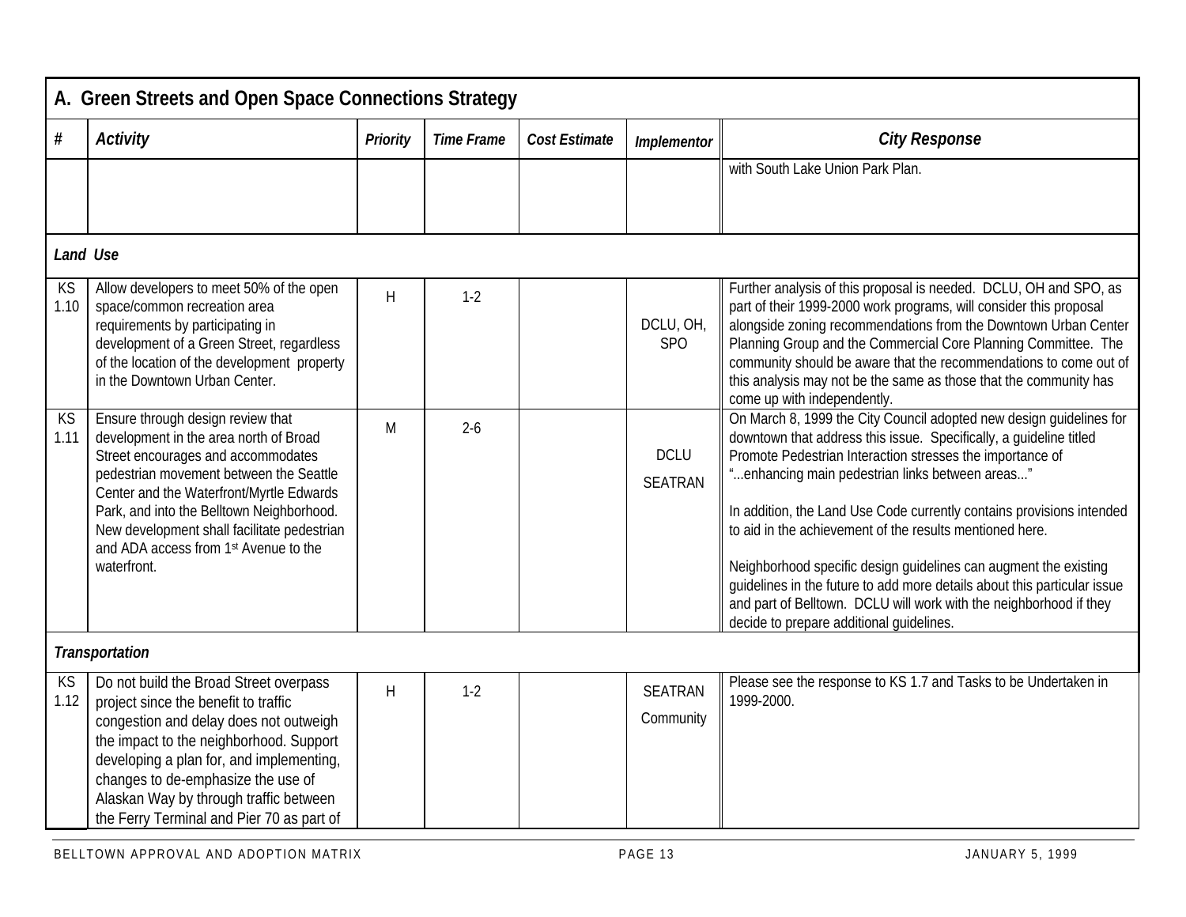## A. Green Streets and Open Space Connections Strategy

| # | Activity | Priority | Time Frame | Cost Estimate | Implementor | City Response |
|---|---|---|---|---|---|---|
| | | | | | | with South Lake Union Park Plan. |
| ***Land Use*** | | | | | | |
| KS 1.10 | Allow developers to meet 50% of the open space/common recreation area requirements by participating in development of a Green Street, regardless of the location of the development property in the Downtown Urban Center. | H | 1-2 | | DCLU, OH, SPO | Further analysis of this proposal is needed. DCLU, OH and SPO, as part of their 1999-2000 work programs, will consider this proposal alongside zoning recommendations from the Downtown Urban Center Planning Group and the Commercial Core Planning Committee. The community should be aware that the recommendations to come out of this analysis may not be the same as those that the community has come up with independently. |
| KS 1.11 | Ensure through design review that development in the area north of Broad Street encourages and accommodates pedestrian movement between the Seattle Center and the Waterfront/Myrtle Edwards Park, and into the Belltown Neighborhood. New development shall facilitate pedestrian and ADA access from 1st Avenue to the waterfront. | M | 2-6 | | DCLU SEATRAN | On March 8, 1999 the City Council adopted new design guidelines for downtown that address this issue. Specifically, a guideline titled Promote Pedestrian Interaction stresses the importance of "...enhancing main pedestrian links between areas..."<br><br>In addition, the Land Use Code currently contains provisions intended to aid in the achievement of the results mentioned here.<br><br>Neighborhood specific design guidelines can augment the existing guidelines in the future to add more details about this particular issue and part of Belltown. DCLU will work with the neighborhood if they decide to prepare additional guidelines. |
| ***Transportation*** | | | | | | |
| KS 1.12 | Do not build the Broad Street overpass project since the benefit to traffic congestion and delay does not outweigh the impact to the neighborhood. Support developing a plan for, and implementing, changes to de-emphasize the use of Alaskan Way by through traffic between the Ferry Terminal and Pier 70 as part of | H | 1-2 | | SEATRAN Community | Please see the response to KS 1.7 and Tasks to be Undertaken in 1999-2000. |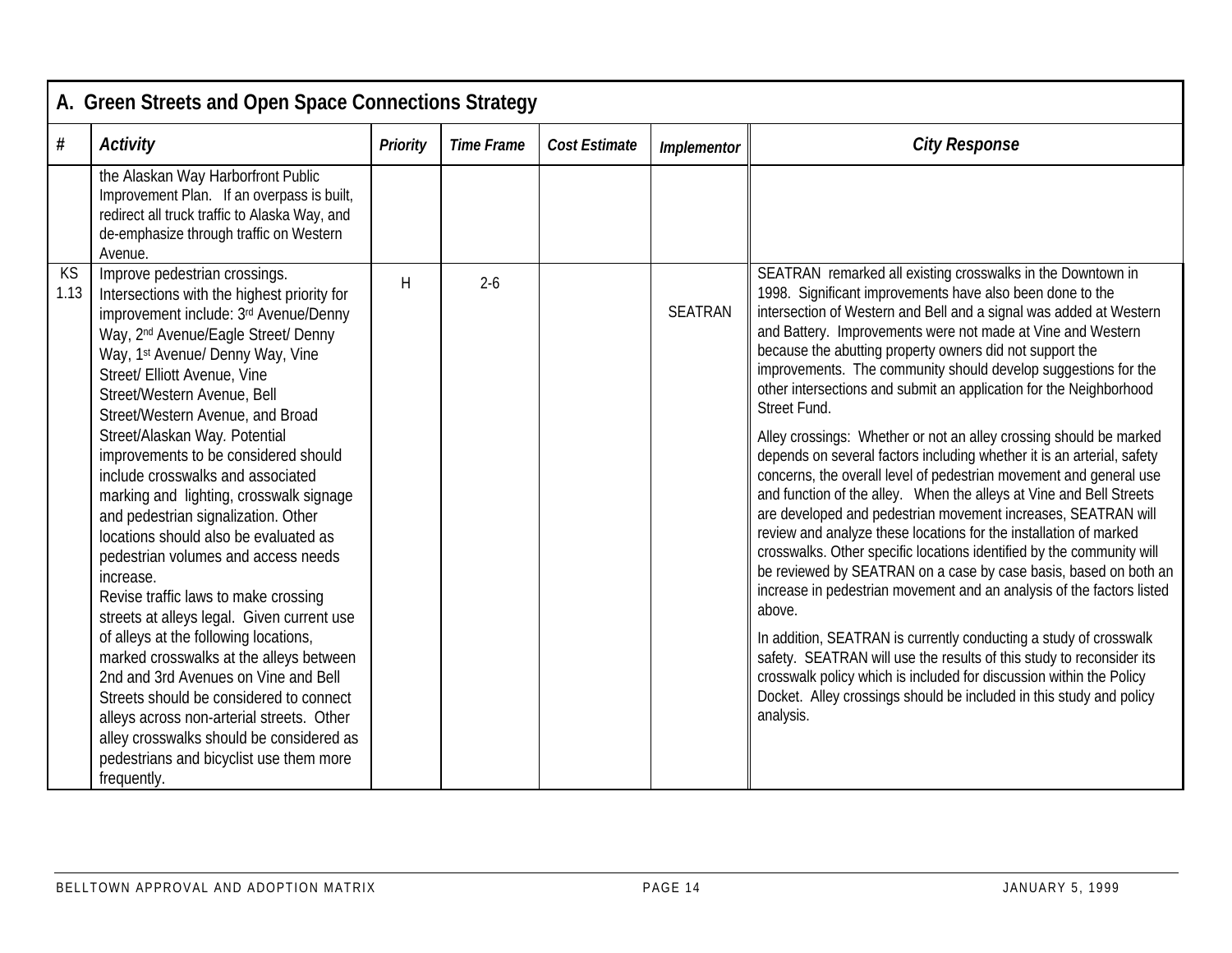## A. Green Streets and Open Space Connections Strategy

| # | Activity | Priority | Time Frame | Cost Estimate | Implementor | City Response |
|---|---|---|---|---|---|---|
| | the Alaskan Way Harborfront Public Improvement Plan. If an overpass is built, redirect all truck traffic to Alaska Way, and de-emphasize through traffic on Western Avenue. | | | | | |
| KS 1.13 | Improve pedestrian crossings. Intersections with the highest priority for improvement include: 3rd Avenue/Denny Way, 2nd Avenue/Eagle Street/ Denny Way, 1st Avenue/ Denny Way, Vine Street/ Elliott Avenue, Vine Street/Western Avenue, Bell Street/Western Avenue, and Broad Street/Alaskan Way. Potential improvements to be considered should include crosswalks and associated marking and lighting, crosswalk signage and pedestrian signalization. Other locations should also be evaluated as pedestrian volumes and access needs increase.<br>Revise traffic laws to make crossing streets at alleys legal. Given current use of alleys at the following locations, marked crosswalks at the alleys between 2nd and 3rd Avenues on Vine and Bell Streets should be considered to connect alleys across non-arterial streets. Other alley crosswalks should be considered as pedestrians and bicyclist use them more frequently. | H | 2-6 | | SEATRAN | SEATRAN remarked all existing crosswalks in the Downtown in 1998. Significant improvements have also been done to the intersection of Western and Bell and a signal was added at Western and Battery. Improvements were not made at Vine and Western because the abutting property owners did not support the improvements. The community should develop suggestions for the other intersections and submit an application for the Neighborhood Street Fund.<br><br>Alley crossings: Whether or not an alley crossing should be marked depends on several factors including whether it is an arterial, safety concerns, the overall level of pedestrian movement and general use and function of the alley. When the alleys at Vine and Bell Streets are developed and pedestrian movement increases, SEATRAN will review and analyze these locations for the installation of marked crosswalks. Other specific locations identified by the community will be reviewed by SEATRAN on a case by case basis, based on both an increase in pedestrian movement and an analysis of the factors listed above.<br><br>In addition, SEATRAN is currently conducting a study of crosswalk safety. SEATRAN will use the results of this study to reconsider its crosswalk policy which is included for discussion within the Policy Docket. Alley crossings should be included in this study and policy analysis. |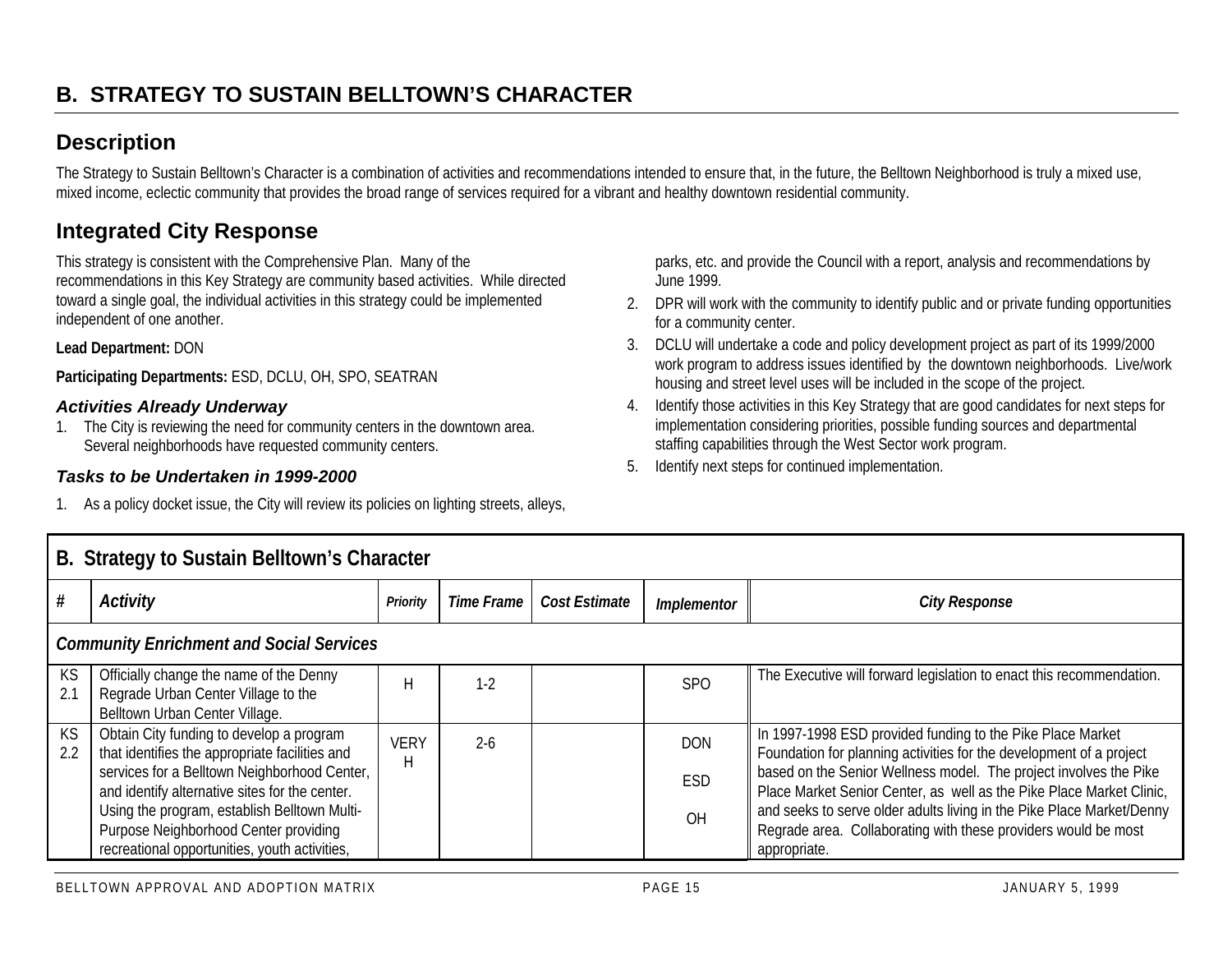# B. STRATEGY TO SUSTAIN BELLTOWN'S CHARACTER

## Description

The Strategy to Sustain Belltown's Character is a combination of activities and recommendations intended to ensure that, in the future, the Belltown Neighborhood is truly a mixed use, mixed income, eclectic community that provides the broad range of services required for a vibrant and healthy downtown residential community.

## Integrated City Response

This strategy is consistent with the Comprehensive Plan. Many of the recommendations in this Key Strategy are community based activities. While directed toward a single goal, the individual activities in this strategy could be implemented independent of one another.

**Lead Department:** DON

**Participating Departments:** ESD, DCLU, OH, SPO, SEATRAN

### *Activities Already Underway*

1. The City is reviewing the need for community centers in the downtown area. Several neighborhoods have requested community centers.

### *Tasks to be Undertaken in 1999-2000*

1. As a policy docket issue, the City will review its policies on lighting streets, alleys, parks, etc. and provide the Council with a report, analysis and recommendations by June 1999.
2. DPR will work with the community to identify public and or private funding opportunities for a community center.
3. DCLU will undertake a code and policy development project as part of its 1999/2000 work program to address issues identified by the downtown neighborhoods. Live/work housing and street level uses will be included in the scope of the project.
4. Identify those activities in this Key Strategy that are good candidates for next steps for implementation considering priorities, possible funding sources and departmental staffing capabilities through the West Sector work program.
5. Identify next steps for continued implementation.

**B. Strategy to Sustain Belltown's Character**

| # | *Activity* | *Priority* | *Time Frame* | *Cost Estimate* | *Implementor* | *City Response* |
|---|---|---|---|---|---|---|
| ***Community Enrichment and Social Services*** | | | | | | |
| KS 2.1 | Officially change the name of the Denny Regrade Urban Center Village to the Belltown Urban Center Village. | H | 1-2 | | SPO | The Executive will forward legislation to enact this recommendation. |
| KS 2.2 | Obtain City funding to develop a program that identifies the appropriate facilities and services for a Belltown Neighborhood Center, and identify alternative sites for the center. Using the program, establish Belltown Multi-Purpose Neighborhood Center providing recreational opportunities, youth activities, | VERY H | 2-6 | | DON<br>ESD<br>OH | In 1997-1998 ESD provided funding to the Pike Place Market Foundation for planning activities for the development of a project based on the Senior Wellness model. The project involves the Pike Place Market Senior Center, as well as the Pike Place Market Clinic, and seeks to serve older adults living in the Pike Place Market/Denny Regrade area. Collaborating with these providers would be most appropriate. |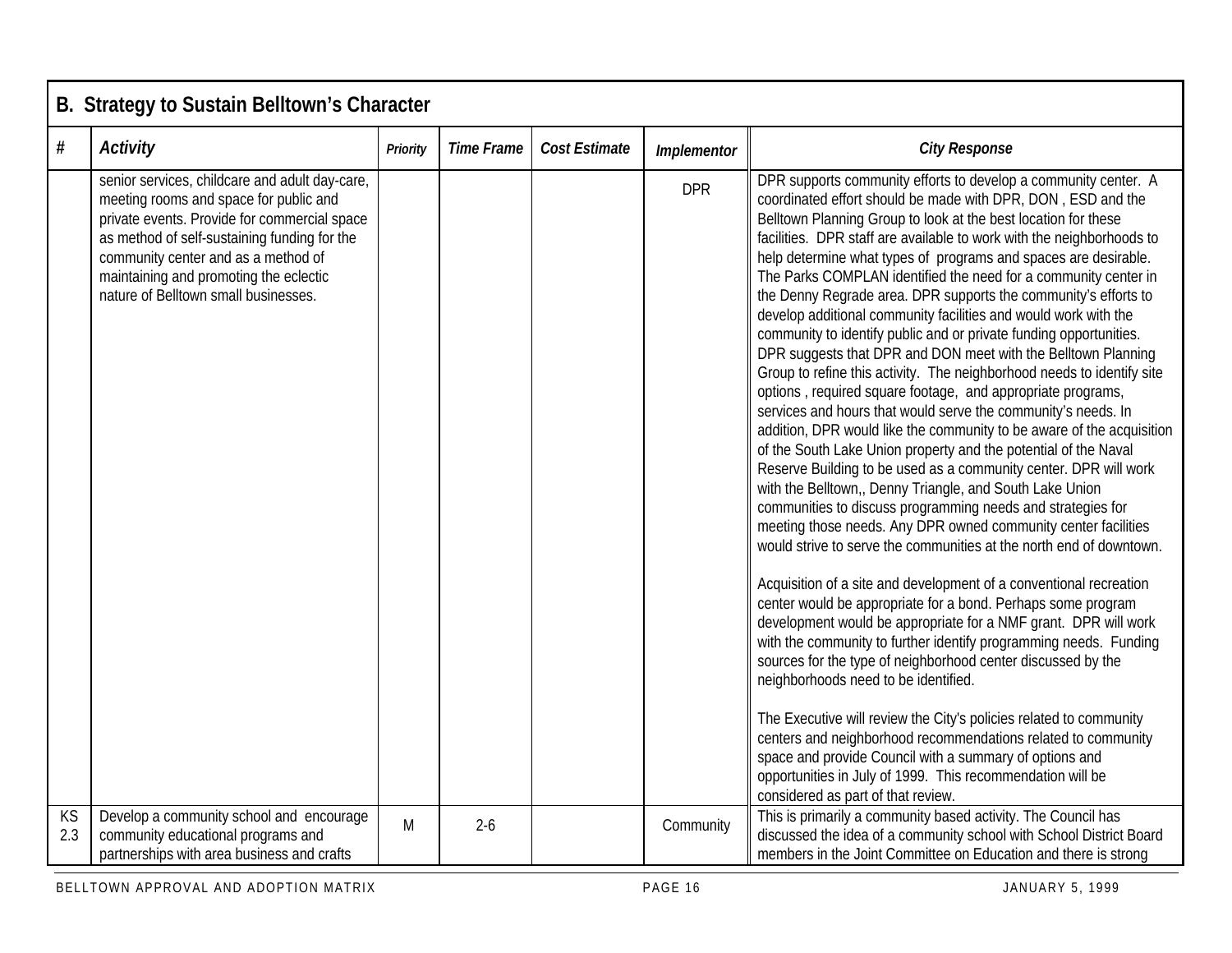## B. Strategy to Sustain Belltown's Character

| # | Activity | Priority | Time Frame | Cost Estimate | Implementor | City Response |
|---|---|---|---|---|---|---|
| | senior services, childcare and adult day-care, meeting rooms and space for public and private events. Provide for commercial space as method of self-sustaining funding for the community center and as a method of maintaining and promoting the eclectic nature of Belltown small businesses. | | | | DPR | DPR supports community efforts to develop a community center. A coordinated effort should be made with DPR, DON , ESD and the Belltown Planning Group to look at the best location for these facilities. DPR staff are available to work with the neighborhoods to help determine what types of programs and spaces are desirable. The Parks COMPLAN identified the need for a community center in the Denny Regrade area. DPR supports the community's efforts to develop additional community facilities and would work with the community to identify public and or private funding opportunities. DPR suggests that DPR and DON meet with the Belltown Planning Group to refine this activity. The neighborhood needs to identify site options , required square footage, and appropriate programs, services and hours that would serve the community's needs. In addition, DPR would like the community to be aware of the acquisition of the South Lake Union property and the potential of the Naval Reserve Building to be used as a community center. DPR will work with the Belltown,, Denny Triangle, and South Lake Union communities to discuss programming needs and strategies for meeting those needs. Any DPR owned community center facilities would strive to serve the communities at the north end of downtown.<br><br>Acquisition of a site and development of a conventional recreation center would be appropriate for a bond. Perhaps some program development would be appropriate for a NMF grant. DPR will work with the community to further identify programming needs. Funding sources for the type of neighborhood center discussed by the neighborhoods need to be identified.<br><br>The Executive will review the City's policies related to community centers and neighborhood recommendations related to community space and provide Council with a summary of options and opportunities in July of 1999. This recommendation will be considered as part of that review. |
| KS 2.3 | Develop a community school and encourage community educational programs and partnerships with area business and crafts | M | 2-6 | | Community | This is primarily a community based activity. The Council has discussed the idea of a community school with School District Board members in the Joint Committee on Education and there is strong |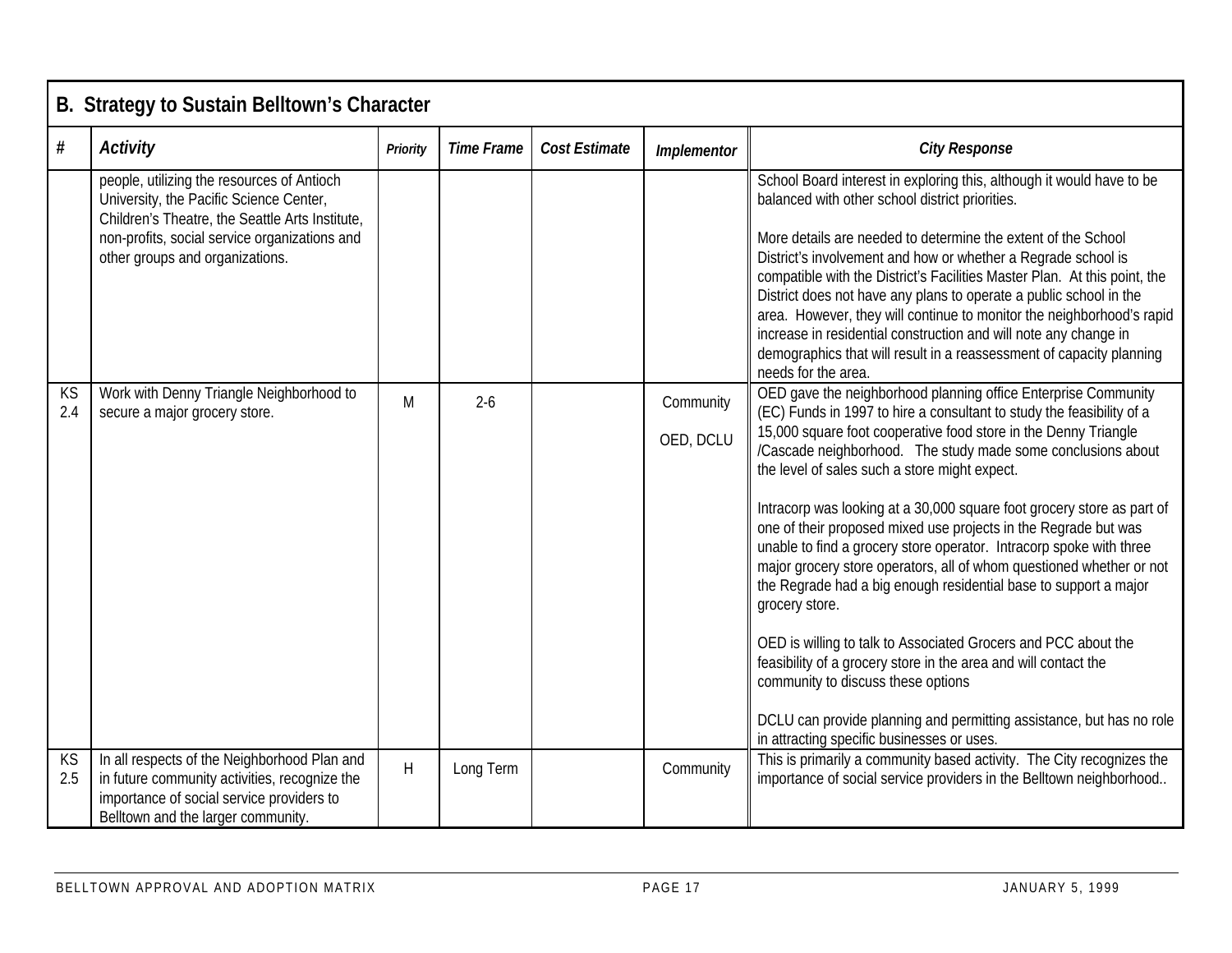## B. Strategy to Sustain Belltown's Character

| # | *Activity* | *Priority* | *Time Frame* | *Cost Estimate* | *Implementor* | *City Response* |
|---|---|---|---|---|---|---|
| | people, utilizing the resources of Antioch University, the Pacific Science Center, Children's Theatre, the Seattle Arts Institute, non-profits, social service organizations and other groups and organizations. | | | | | School Board interest in exploring this, although it would have to be balanced with other school district priorities.<br><br>More details are needed to determine the extent of the School District's involvement and how or whether a Regrade school is compatible with the District's Facilities Master Plan. At this point, the District does not have any plans to operate a public school in the area. However, they will continue to monitor the neighborhood's rapid increase in residential construction and will note any change in demographics that will result in a reassessment of capacity planning needs for the area. |
| KS 2.4 | Work with Denny Triangle Neighborhood to secure a major grocery store. | M | 2-6 | | Community<br><br>OED, DCLU | OED gave the neighborhood planning office Enterprise Community (EC) Funds in 1997 to hire a consultant to study the feasibility of a 15,000 square foot cooperative food store in the Denny Triangle /Cascade neighborhood. The study made some conclusions about the level of sales such a store might expect.<br><br>Intracorp was looking at a 30,000 square foot grocery store as part of one of their proposed mixed use projects in the Regrade but was unable to find a grocery store operator. Intracorp spoke with three major grocery store operators, all of whom questioned whether or not the Regrade had a big enough residential base to support a major grocery store.<br><br>OED is willing to talk to Associated Grocers and PCC about the feasibility of a grocery store in the area and will contact the community to discuss these options<br><br>DCLU can provide planning and permitting assistance, but has no role in attracting specific businesses or uses. |
| KS 2.5 | In all respects of the Neighborhood Plan and in future community activities, recognize the importance of social service providers to Belltown and the larger community. | H | Long Term | | Community | This is primarily a community based activity. The City recognizes the importance of social service providers in the Belltown neighborhood.. |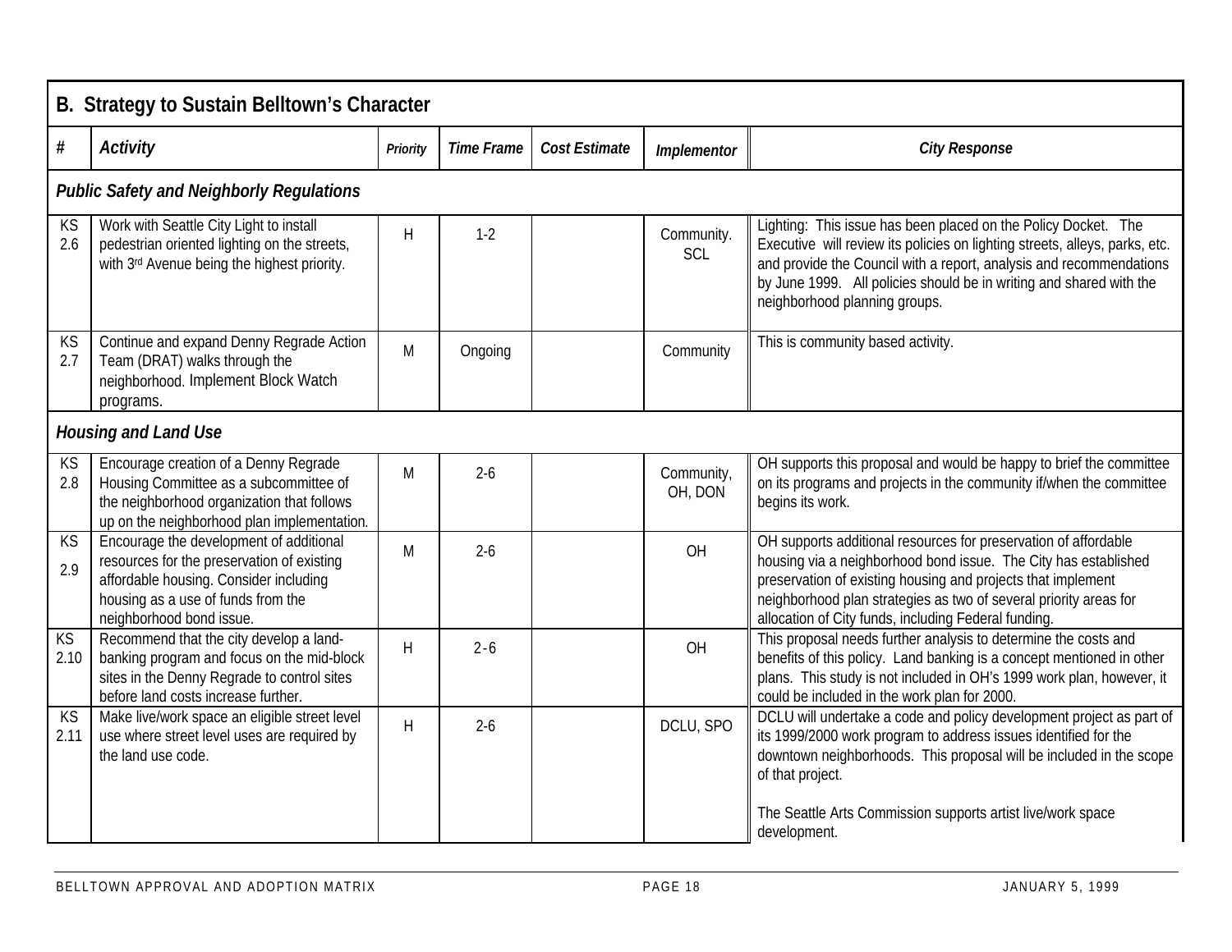## B. Strategy to Sustain Belltown's Character

| # | *Activity* | *Priority* | *Time Frame* | *Cost Estimate* | *Implementor* | *City Response* |
|---|---|---|---|---|---|---|
| ***Public Safety and Neighborly Regulations*** | | | | | | |
| KS 2.6 | Work with Seattle City Light to install pedestrian oriented lighting on the streets, with 3rd Avenue being the highest priority. | H | 1-2 | | Community. SCL | Lighting: This issue has been placed on the Policy Docket. The Executive will review its policies on lighting streets, alleys, parks, etc. and provide the Council with a report, analysis and recommendations by June 1999. All policies should be in writing and shared with the neighborhood planning groups. |
| KS 2.7 | Continue and expand Denny Regrade Action Team (DRAT) walks through the neighborhood. Implement Block Watch programs. | M | Ongoing | | Community | This is community based activity. |
| ***Housing and Land Use*** | | | | | | |
| KS 2.8 | Encourage creation of a Denny Regrade Housing Committee as a subcommittee of the neighborhood organization that follows up on the neighborhood plan implementation. | M | 2-6 | | Community, OH, DON | OH supports this proposal and would be happy to brief the committee on its programs and projects in the community if/when the committee begins its work. |
| KS 2.9 | Encourage the development of additional resources for the preservation of existing affordable housing. Consider including housing as a use of funds from the neighborhood bond issue. | M | 2-6 | | OH | OH supports additional resources for preservation of affordable housing via a neighborhood bond issue. The City has established preservation of existing housing and projects that implement neighborhood plan strategies as two of several priority areas for allocation of City funds, including Federal funding. |
| KS 2.10 | Recommend that the city develop a land-banking program and focus on the mid-block sites in the Denny Regrade to control sites before land costs increase further. | H | 2-6 | | OH | This proposal needs further analysis to determine the costs and benefits of this policy. Land banking is a concept mentioned in other plans. This study is not included in OH's 1999 work plan, however, it could be included in the work plan for 2000. |
| KS 2.11 | Make live/work space an eligible street level use where street level uses are required by the land use code. | H | 2-6 | | DCLU, SPO | DCLU will undertake a code and policy development project as part of its 1999/2000 work program to address issues identified for the downtown neighborhoods. This proposal will be included in the scope of that project.<br><br>The Seattle Arts Commission supports artist live/work space development. |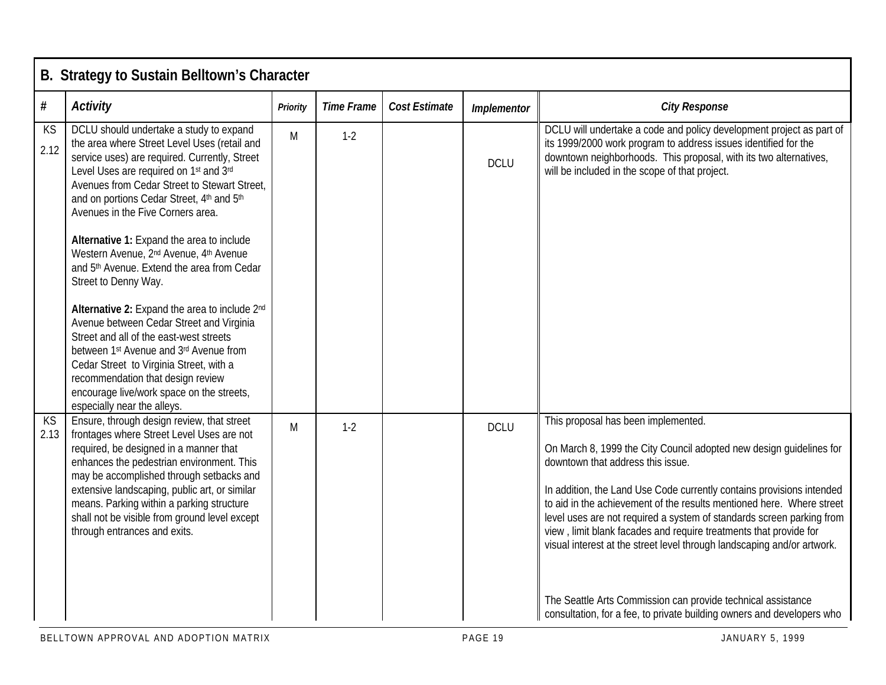## B. Strategy to Sustain Belltown's Character

| # | *Activity* | *Priority* | *Time Frame* | *Cost Estimate* | *Implementor* | *City Response* |
|---|---|---|---|---|---|---|
| KS 2.12 | DCLU should undertake a study to expand the area where Street Level Uses (retail and service uses) are required. Currently, Street Level Uses are required on 1st and 3rd Avenues from Cedar Street to Stewart Street, and on portions Cedar Street, 4th and 5th Avenues in the Five Corners area.<br><br>**Alternative 1:** Expand the area to include Western Avenue, 2nd Avenue, 4th Avenue and 5th Avenue. Extend the area from Cedar Street to Denny Way.<br><br>**Alternative 2:** Expand the area to include 2nd Avenue between Cedar Street and Virginia Street and all of the east-west streets between 1st Avenue and 3rd Avenue from Cedar Street to Virginia Street, with a recommendation that design review encourage live/work space on the streets, especially near the alleys. | M | 1-2 | | DCLU | DCLU will undertake a code and policy development project as part of its 1999/2000 work program to address issues identified for the downtown neighborhoods. This proposal, with its two alternatives, will be included in the scope of that project. |
| KS 2.13 | Ensure, through design review, that street frontages where Street Level Uses are not required, be designed in a manner that enhances the pedestrian environment. This may be accomplished through setbacks and extensive landscaping, public art, or similar means. Parking within a parking structure shall not be visible from ground level except through entrances and exits. | M | 1-2 | | DCLU | This proposal has been implemented.<br><br>On March 8, 1999 the City Council adopted new design guidelines for downtown that address this issue.<br><br>In addition, the Land Use Code currently contains provisions intended to aid in the achievement of the results mentioned here. Where street level uses are not required a system of standards screen parking from view , limit blank facades and require treatments that provide for visual interest at the street level through landscaping and/or artwork.<br><br>The Seattle Arts Commission can provide technical assistance consultation, for a fee, to private building owners and developers who |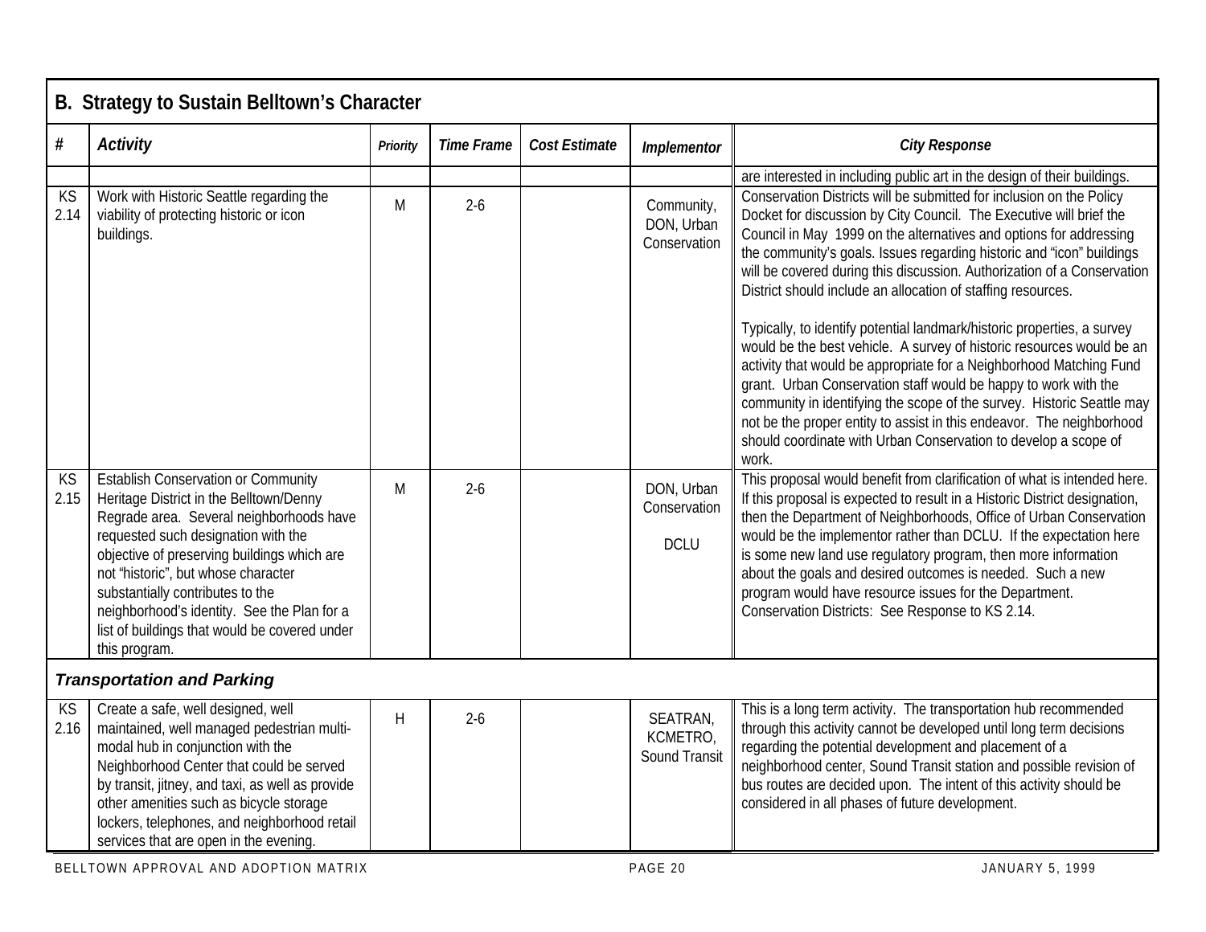## B. Strategy to Sustain Belltown's Character

| # | Activity | Priority | Time Frame | Cost Estimate | Implementor | City Response |
|---|---|---|---|---|---|---|
| | | | | | | are interested in including public art in the design of their buildings. |
| KS 2.14 | Work with Historic Seattle regarding the viability of protecting historic or icon buildings. | M | 2-6 | | Community, DON, Urban Conservation | Conservation Districts will be submitted for inclusion on the Policy Docket for discussion by City Council. The Executive will brief the Council in May 1999 on the alternatives and options for addressing the community's goals. Issues regarding historic and "icon" buildings will be covered during this discussion. Authorization of a Conservation District should include an allocation of staffing resources.<br><br>Typically, to identify potential landmark/historic properties, a survey would be the best vehicle. A survey of historic resources would be an activity that would be appropriate for a Neighborhood Matching Fund grant. Urban Conservation staff would be happy to work with the community in identifying the scope of the survey. Historic Seattle may not be the proper entity to assist in this endeavor. The neighborhood should coordinate with Urban Conservation to develop a scope of work. |
| KS 2.15 | Establish Conservation or Community Heritage District in the Belltown/Denny Regrade area. Several neighborhoods have requested such designation with the objective of preserving buildings which are not "historic", but whose character substantially contributes to the neighborhood's identity. See the Plan for a list of buildings that would be covered under this program. | M | 2-6 | | DON, Urban Conservation<br><br>DCLU | This proposal would benefit from clarification of what is intended here. If this proposal is expected to result in a Historic District designation, then the Department of Neighborhoods, Office of Urban Conservation would be the implementor rather than DCLU. If the expectation here is some new land use regulatory program, then more information about the goals and desired outcomes is needed. Such a new program would have resource issues for the Department. Conservation Districts: See Response to KS 2.14. |
| ***Transportation and Parking*** | | | | | | |
| KS 2.16 | Create a safe, well designed, well maintained, well managed pedestrian multi-modal hub in conjunction with the Neighborhood Center that could be served by transit, jitney, and taxi, as well as provide other amenities such as bicycle storage lockers, telephones, and neighborhood retail services that are open in the evening. | H | 2-6 | | SEATRAN, KCMETRO, Sound Transit | This is a long term activity. The transportation hub recommended through this activity cannot be developed until long term decisions regarding the potential development and placement of a neighborhood center, Sound Transit station and possible revision of bus routes are decided upon. The intent of this activity should be considered in all phases of future development. |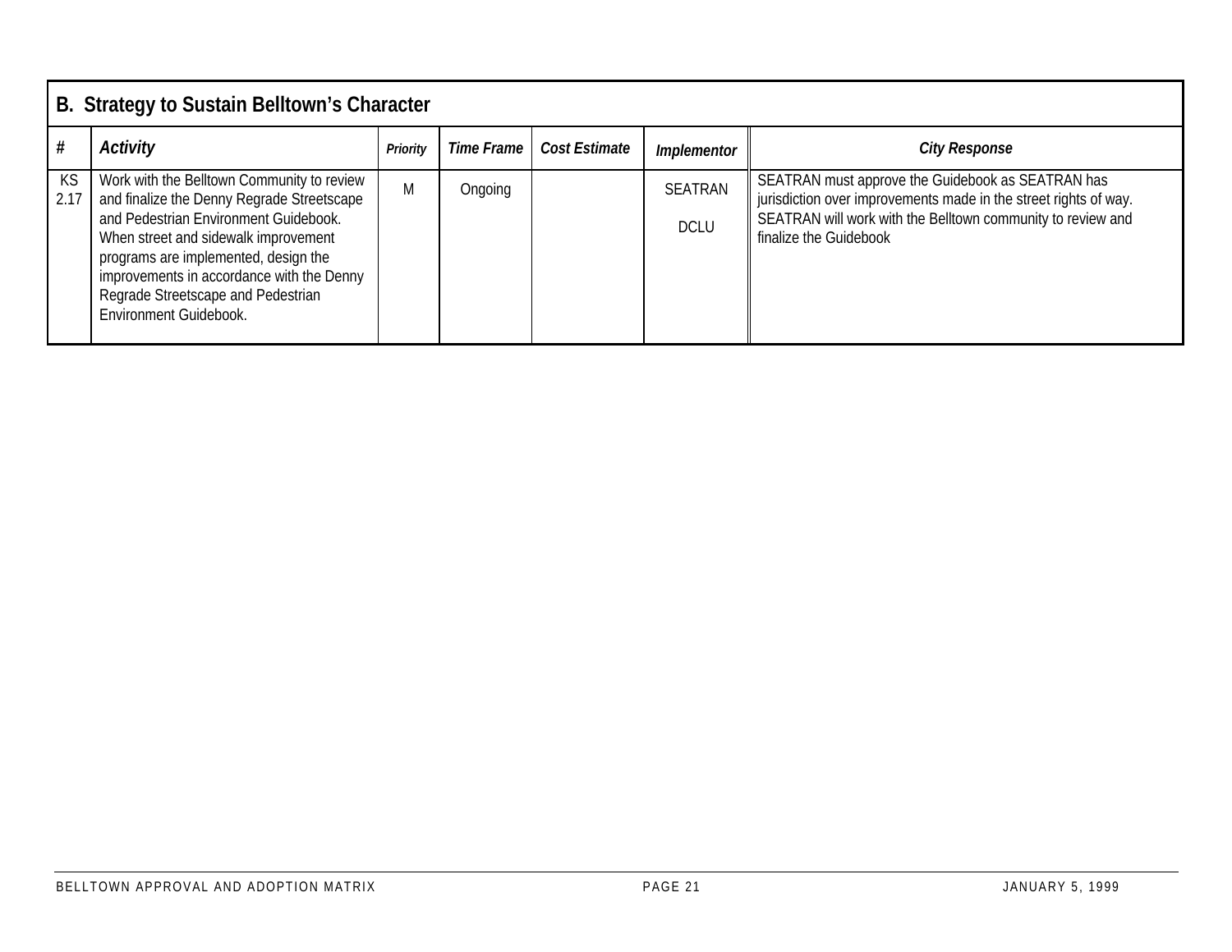## B. Strategy to Sustain Belltown's Character

| # | *Activity* | *Priority* | *Time Frame* | *Cost Estimate* | *Implementor* | *City Response* |
|---|---|---|---|---|---|---|
| KS 2.17 | Work with the Belltown Community to review and finalize the Denny Regrade Streetscape and Pedestrian Environment Guidebook. When street and sidewalk improvement programs are implemented, design the improvements in accordance with the Denny Regrade Streetscape and Pedestrian Environment Guidebook. | M | Ongoing | | SEATRAN<br><br>DCLU | SEATRAN must approve the Guidebook as SEATRAN has jurisdiction over improvements made in the street rights of way. SEATRAN will work with the Belltown community to review and finalize the Guidebook |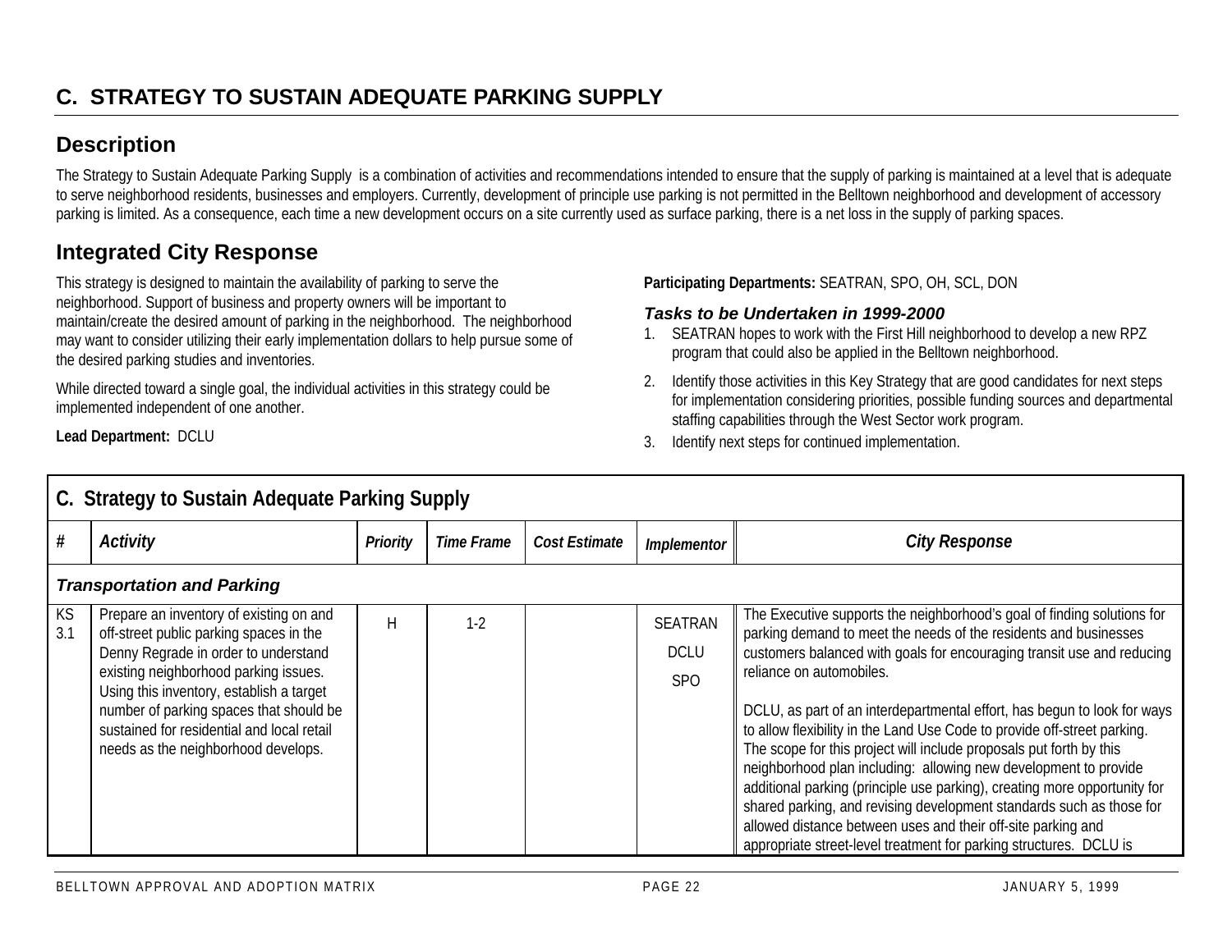## C. STRATEGY TO SUSTAIN ADEQUATE PARKING SUPPLY

### Description

The Strategy to Sustain Adequate Parking Supply is a combination of activities and recommendations intended to ensure that the supply of parking is maintained at a level that is adequate to serve neighborhood residents, businesses and employers. Currently, development of principle use parking is not permitted in the Belltown neighborhood and development of accessory parking is limited. As a consequence, each time a new development occurs on a site currently used as surface parking, there is a net loss in the supply of parking spaces.

### Integrated City Response

This strategy is designed to maintain the availability of parking to serve the neighborhood. Support of business and property owners will be important to maintain/create the desired amount of parking in the neighborhood. The neighborhood may want to consider utilizing their early implementation dollars to help pursue some of the desired parking studies and inventories.

While directed toward a single goal, the individual activities in this strategy could be implemented independent of one another.

**Lead Department:** DCLU

**Participating Departments:** SEATRAN, SPO, OH, SCL, DON

***Tasks to be Undertaken in 1999-2000***

1. SEATRAN hopes to work with the First Hill neighborhood to develop a new RPZ program that could also be applied in the Belltown neighborhood.
2. Identify those activities in this Key Strategy that are good candidates for next steps for implementation considering priorities, possible funding sources and departmental staffing capabilities through the West Sector work program.
3. Identify next steps for continued implementation.

**C. Strategy to Sustain Adequate Parking Supply**

| # | *Activity* | *Priority* | *Time Frame* | *Cost Estimate* | *Implementor* | *City Response* |
|---|---|---|---|---|---|---|
| ***Transportation and Parking*** | | | | | | |
| KS 3.1 | Prepare an inventory of existing on and off-street public parking spaces in the Denny Regrade in order to understand existing neighborhood parking issues. Using this inventory, establish a target number of parking spaces that should be sustained for residential and local retail needs as the neighborhood develops. | H | 1-2 | | SEATRAN<br>DCLU<br>SPO | The Executive supports the neighborhood's goal of finding solutions for parking demand to meet the needs of the residents and businesses customers balanced with goals for encouraging transit use and reducing reliance on automobiles.<br><br>DCLU, as part of an interdepartmental effort, has begun to look for ways to allow flexibility in the Land Use Code to provide off-street parking. The scope for this project will include proposals put forth by this neighborhood plan including: allowing new development to provide additional parking (principle use parking), creating more opportunity for shared parking, and revising development standards such as those for allowed distance between uses and their off-site parking and appropriate street-level treatment for parking structures. DCLU is |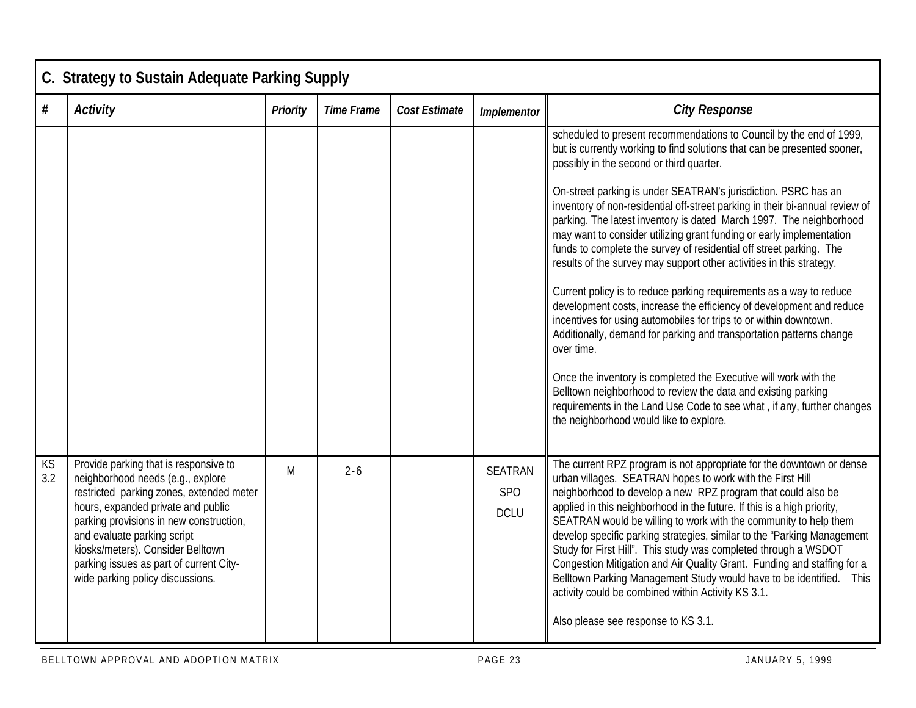## C. Strategy to Sustain Adequate Parking Supply

| # | Activity | Priority | Time Frame | Cost Estimate | Implementor | City Response |
|---|---|---|---|---|---|---|
| | | | | | | scheduled to present recommendations to Council by the end of 1999, but is currently working to find solutions that can be presented sooner, possibly in the second or third quarter.<br><br>On-street parking is under SEATRAN's jurisdiction. PSRC has an inventory of non-residential off-street parking in their bi-annual review of parking. The latest inventory is dated March 1997. The neighborhood may want to consider utilizing grant funding or early implementation funds to complete the survey of residential off street parking. The results of the survey may support other activities in this strategy.<br><br>Current policy is to reduce parking requirements as a way to reduce development costs, increase the efficiency of development and reduce incentives for using automobiles for trips to or within downtown. Additionally, demand for parking and transportation patterns change over time.<br><br>Once the inventory is completed the Executive will work with the Belltown neighborhood to review the data and existing parking requirements in the Land Use Code to see what , if any, further changes the neighborhood would like to explore. |
| KS 3.2 | Provide parking that is responsive to neighborhood needs (e.g., explore restricted parking zones, extended meter hours, expanded private and public parking provisions in new construction, and evaluate parking script kiosks/meters). Consider Belltown parking issues as part of current City-wide parking policy discussions. | M | 2 - 6 | | SEATRAN<br>SPO<br>DCLU | The current RPZ program is not appropriate for the downtown or dense urban villages. SEATRAN hopes to work with the First Hill neighborhood to develop a new RPZ program that could also be applied in this neighborhood in the future. If this is a high priority, SEATRAN would be willing to work with the community to help them develop specific parking strategies, similar to the "Parking Management Study for First Hill". This study was completed through a WSDOT Congestion Mitigation and Air Quality Grant. Funding and staffing for a Belltown Parking Management Study would have to be identified. This activity could be combined within Activity KS 3.1.<br><br>Also please see response to KS 3.1. |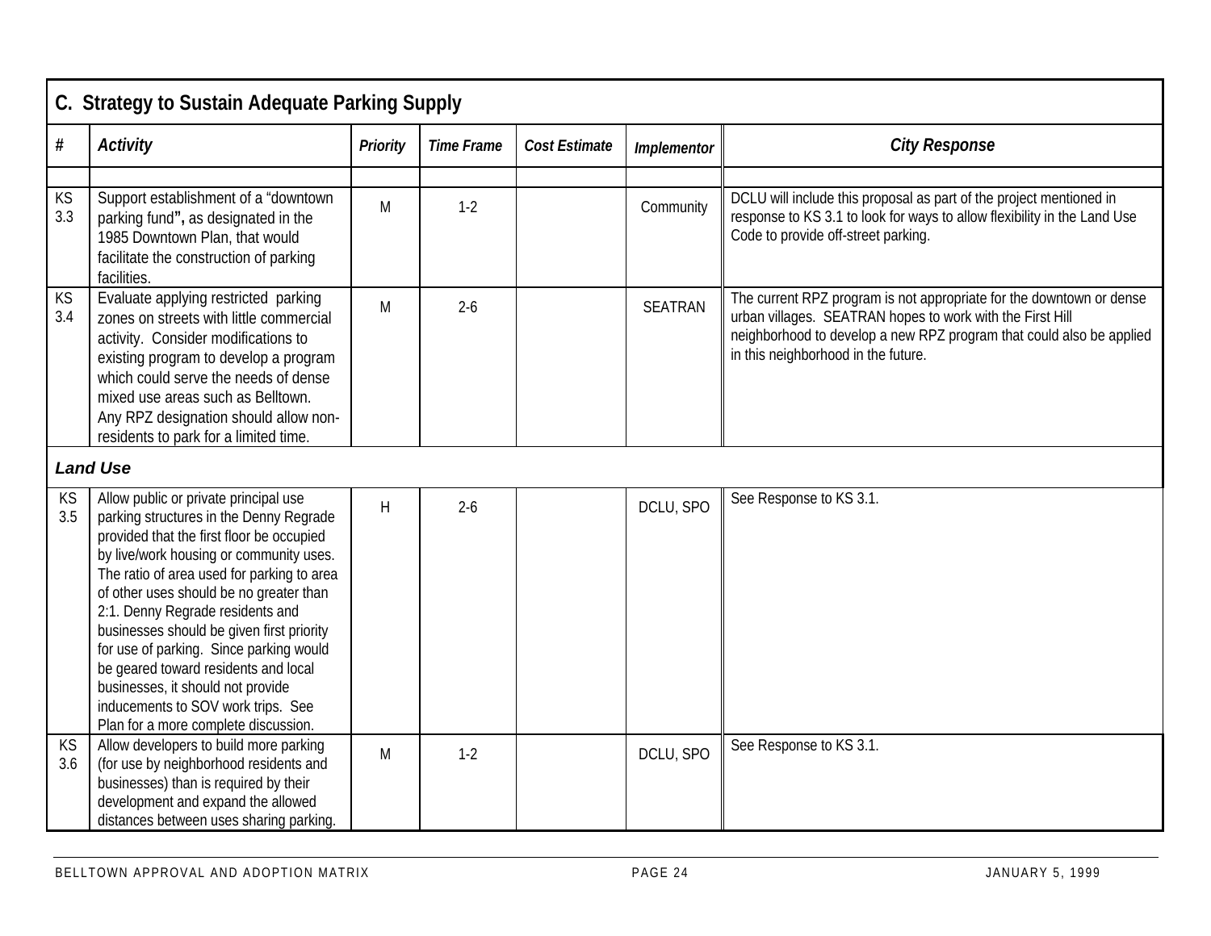## C. Strategy to Sustain Adequate Parking Supply

| # | *Activity* | *Priority* | *Time Frame* | *Cost Estimate* | *Implementor* | *City Response* |
|---|---|---|---|---|---|---|
| | | | | | | |
| KS 3.3 | Support establishment of a "downtown parking fund**",** as designated in the 1985 Downtown Plan, that would facilitate the construction of parking facilities. | M | 1-2 | | Community | DCLU will include this proposal as part of the project mentioned in response to KS 3.1 to look for ways to allow flexibility in the Land Use Code to provide off-street parking. |
| KS 3.4 | Evaluate applying restricted parking zones on streets with little commercial activity. Consider modifications to existing program to develop a program which could serve the needs of dense mixed use areas such as Belltown. Any RPZ designation should allow non-residents to park for a limited time. | M | 2-6 | | SEATRAN | The current RPZ program is not appropriate for the downtown or dense urban villages. SEATRAN hopes to work with the First Hill neighborhood to develop a new RPZ program that could also be applied in this neighborhood in the future. |
| ***Land Use*** | | | | | | |
| KS 3.5 | Allow public or private principal use parking structures in the Denny Regrade provided that the first floor be occupied by live/work housing or community uses. The ratio of area used for parking to area of other uses should be no greater than 2:1. Denny Regrade residents and businesses should be given first priority for use of parking. Since parking would be geared toward residents and local businesses, it should not provide inducements to SOV work trips. See Plan for a more complete discussion. | H | 2-6 | | DCLU, SPO | See Response to KS 3.1. |
| KS 3.6 | Allow developers to build more parking (for use by neighborhood residents and businesses) than is required by their development and expand the allowed distances between uses sharing parking. | M | 1-2 | | DCLU, SPO | See Response to KS 3.1. |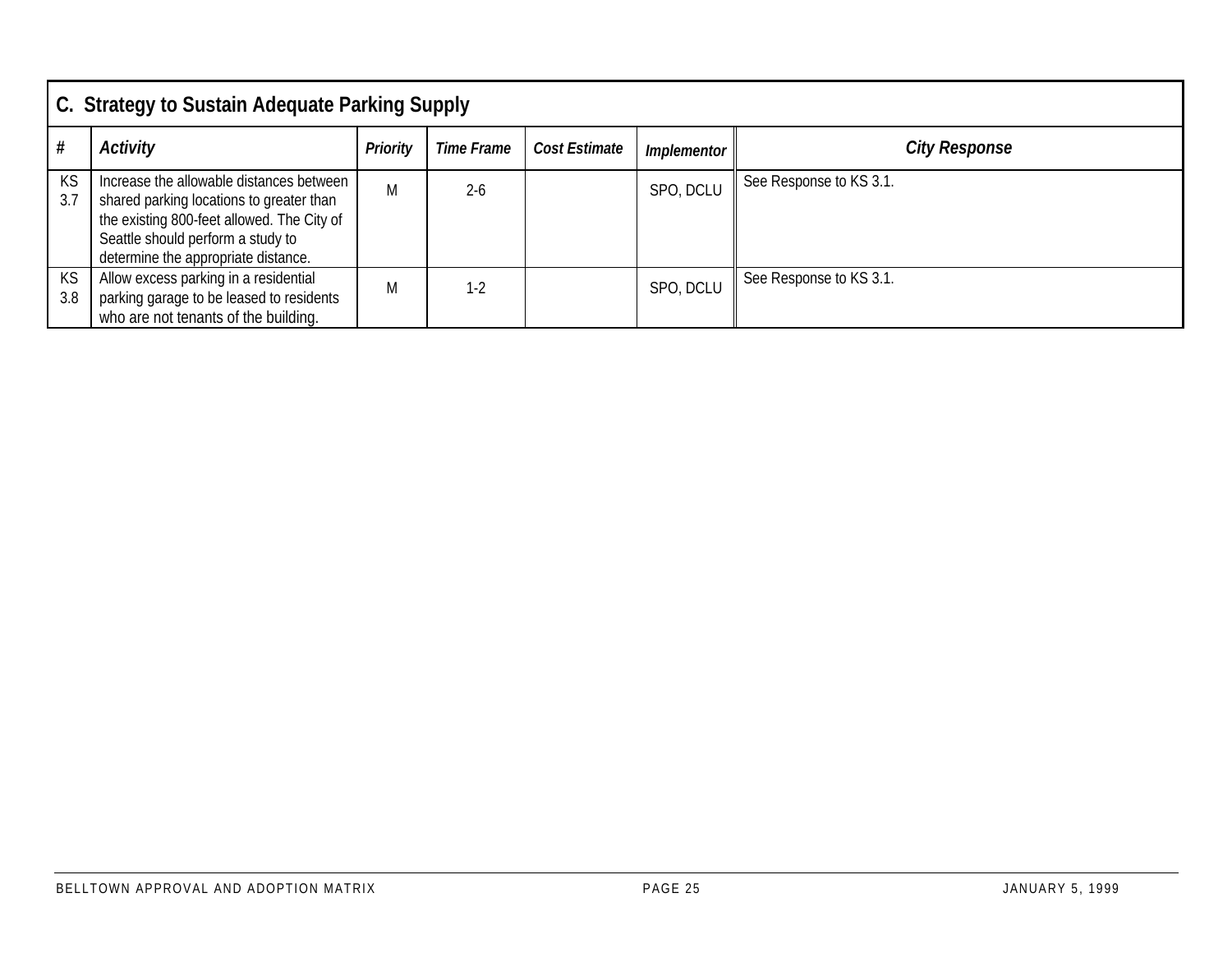| C. Strategy to Sustain Adequate Parking Supply | | | | | | |
|---|---|---|---|---|---|---|
| # | *Activity* | *Priority* | *Time Frame* | *Cost Estimate* | *Implementor* | *City Response* |
| KS 3.7 | Increase the allowable distances between shared parking locations to greater than the existing 800-feet allowed. The City of Seattle should perform a study to determine the appropriate distance. | M | 2-6 | | SPO, DCLU | See Response to KS 3.1. |
| KS 3.8 | Allow excess parking in a residential parking garage to be leased to residents who are not tenants of the building. | M | 1-2 | | SPO, DCLU | See Response to KS 3.1. |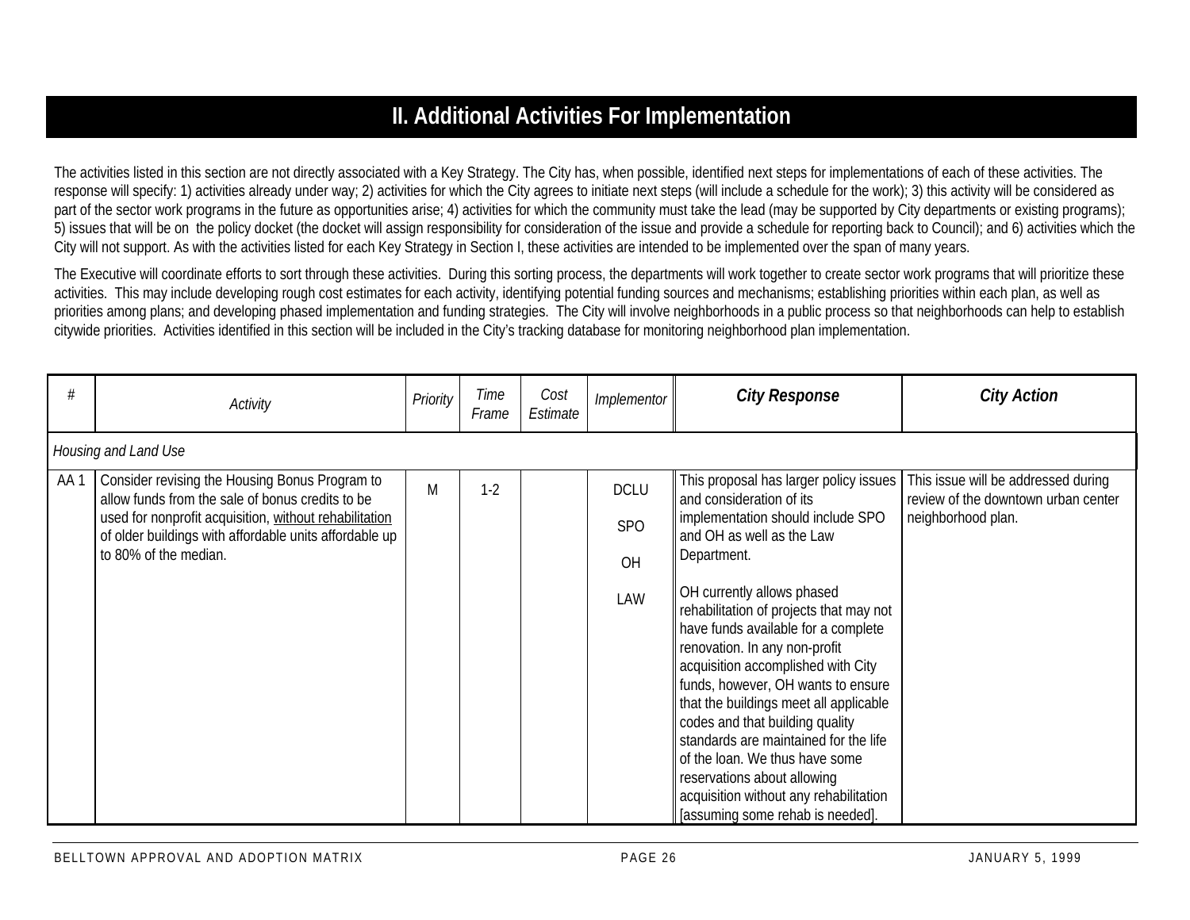# II. Additional Activities For Implementation

The activities listed in this section are not directly associated with a Key Strategy. The City has, when possible, identified next steps for implementations of each of these activities. The response will specify: 1) activities already under way; 2) activities for which the City agrees to initiate next steps (will include a schedule for the work); 3) this activity will be considered as part of the sector work programs in the future as opportunities arise; 4) activities for which the community must take the lead (may be supported by City departments or existing programs); 5) issues that will be on the policy docket (the docket will assign responsibility for consideration of the issue and provide a schedule for reporting back to Council); and 6) activities which the City will not support. As with the activities listed for each Key Strategy in Section I, these activities are intended to be implemented over the span of many years.

The Executive will coordinate efforts to sort through these activities. During this sorting process, the departments will work together to create sector work programs that will prioritize these activities. This may include developing rough cost estimates for each activity, identifying potential funding sources and mechanisms; establishing priorities within each plan, as well as priorities among plans; and developing phased implementation and funding strategies. The City will involve neighborhoods in a public process so that neighborhoods can help to establish citywide priorities. Activities identified in this section will be included in the City's tracking database for monitoring neighborhood plan implementation.

| # | Activity | Priority | Time Frame | Cost Estimate | Implementor | City Response | City Action |
|---|---|---|---|---|---|---|---|
| *Housing and Land Use* | | | | | | | |
| AA 1 | Consider revising the Housing Bonus Program to allow funds from the sale of bonus credits to be used for nonprofit acquisition, <u>without rehabilitation</u> of older buildings with affordable units affordable up to 80% of the median. | M | 1-2 | | DCLU<br>SPO<br>OH<br>LAW | This proposal has larger policy issues and consideration of its implementation should include SPO and OH as well as the Law Department.<br><br>OH currently allows phased rehabilitation of projects that may not have funds available for a complete renovation. In any non-profit acquisition accomplished with City funds, however, OH wants to ensure that the buildings meet all applicable codes and that building quality standards are maintained for the life of the loan. We thus have some reservations about allowing acquisition without any rehabilitation [assuming some rehab is needed]. | This issue will be addressed during review of the downtown urban center neighborhood plan. |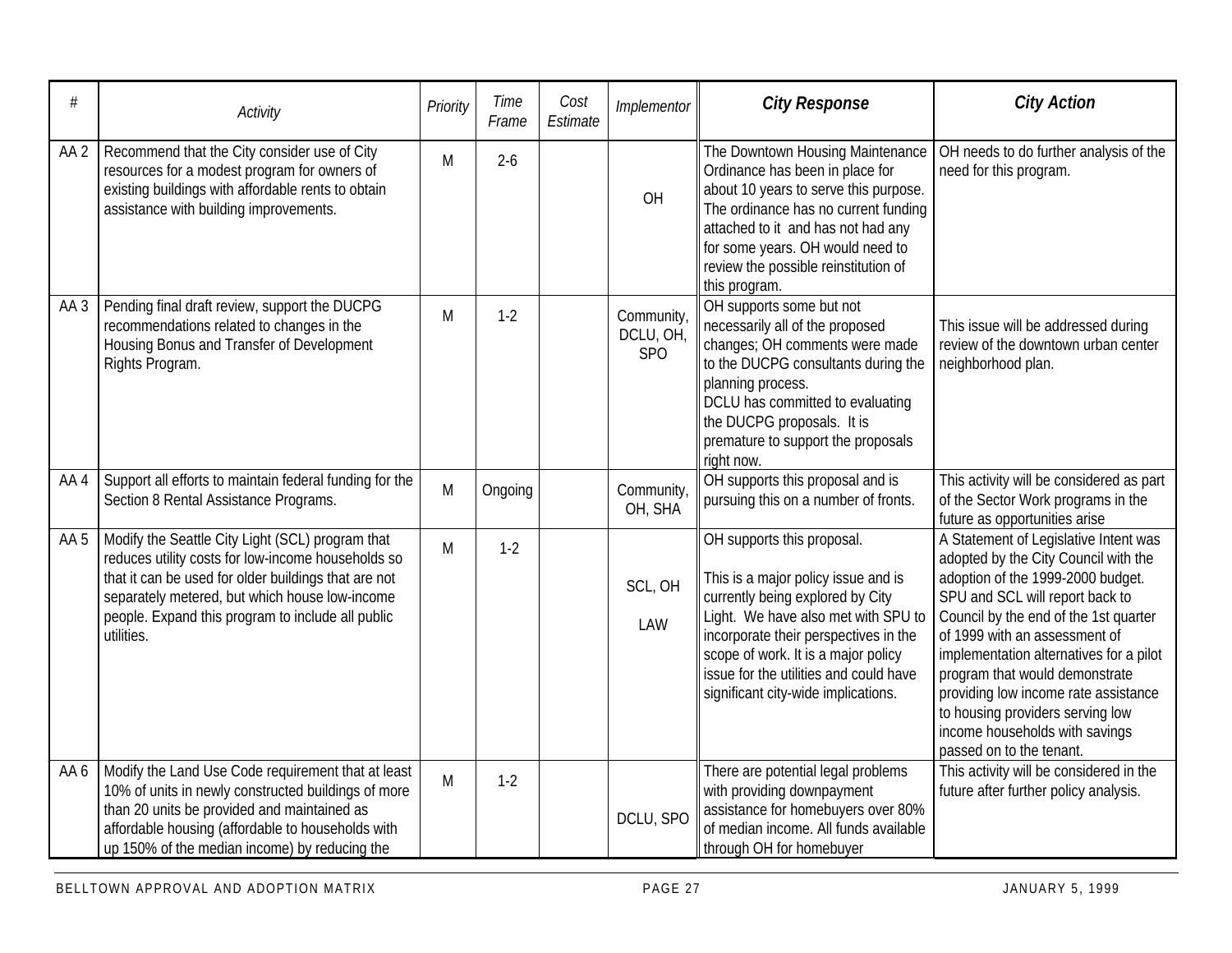| # | Activity | Priority | Time Frame | Cost Estimate | Implementor | City Response | City Action |
|---|---|---|---|---|---|---|---|
| AA 2 | Recommend that the City consider use of City resources for a modest program for owners of existing buildings with affordable rents to obtain assistance with building improvements. | M | 2-6 | | OH | The Downtown Housing Maintenance Ordinance has been in place for about 10 years to serve this purpose. The ordinance has no current funding attached to it and has not had any for some years. OH would need to review the possible reinstitution of this program. | OH needs to do further analysis of the need for this program. |
| AA 3 | Pending final draft review, support the DUCPG recommendations related to changes in the Housing Bonus and Transfer of Development Rights Program. | M | 1-2 | | Community, DCLU, OH, SPO | OH supports some but not necessarily all of the proposed changes; OH comments were made to the DUCPG consultants during the planning process. DCLU has committed to evaluating the DUCPG proposals. It is premature to support the proposals right now. | This issue will be addressed during review of the downtown urban center neighborhood plan. |
| AA 4 | Support all efforts to maintain federal funding for the Section 8 Rental Assistance Programs. | M | Ongoing | | Community, OH, SHA | OH supports this proposal and is pursuing this on a number of fronts. | This activity will be considered as part of the Sector Work programs in the future as opportunities arise |
| AA 5 | Modify the Seattle City Light (SCL) program that reduces utility costs for low-income households so that it can be used for older buildings that are not separately metered, but which house low-income people. Expand this program to include all public utilities. | M | 1-2 | | SCL, OH LAW | OH supports this proposal. This is a major policy issue and is currently being explored by City Light. We have also met with SPU to incorporate their perspectives in the scope of work. It is a major policy issue for the utilities and could have significant city-wide implications. | A Statement of Legislative Intent was adopted by the City Council with the adoption of the 1999-2000 budget. SPU and SCL will report back to Council by the end of the 1st quarter of 1999 with an assessment of implementation alternatives for a pilot program that would demonstrate providing low income rate assistance to housing providers serving low income households with savings passed on to the tenant. |
| AA 6 | Modify the Land Use Code requirement that at least 10% of units in newly constructed buildings of more than 20 units be provided and maintained as affordable housing (affordable to households with up 150% of the median income) by reducing the | M | 1-2 | | DCLU, SPO | There are potential legal problems with providing downpayment assistance for homebuyers over 80% of median income. All funds available through OH for homebuyer | This activity will be considered in the future after further policy analysis. |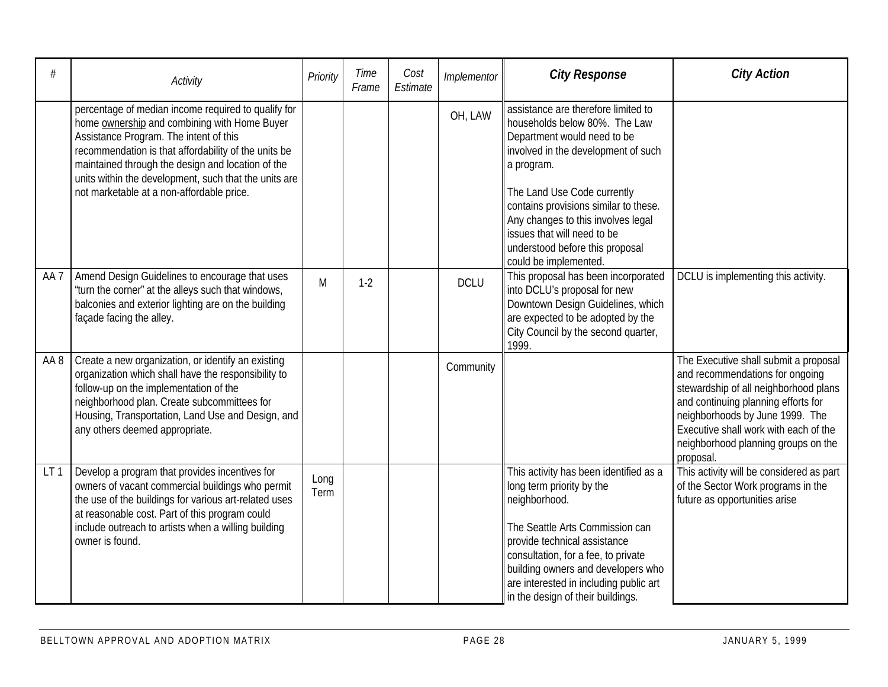| # | Activity | Priority | Time Frame | Cost Estimate | Implementor | City Response | City Action |
|---|---|---|---|---|---|---|---|
| | percentage of median income required to qualify for home ownership and combining with Home Buyer Assistance Program. The intent of this recommendation is that affordability of the units be maintained through the design and location of the units within the development, such that the units are not marketable at a non-affordable price. | | | | OH, LAW | assistance are therefore limited to households below 80%. The Law Department would need to be involved in the development of such a program.<br><br>The Land Use Code currently contains provisions similar to these. Any changes to this involves legal issues that will need to be understood before this proposal could be implemented. | |
| AA 7 | Amend Design Guidelines to encourage that uses "turn the corner" at the alleys such that windows, balconies and exterior lighting are on the building façade facing the alley. | M | 1-2 | | DCLU | This proposal has been incorporated into DCLU's proposal for new Downtown Design Guidelines, which are expected to be adopted by the City Council by the second quarter, 1999. | DCLU is implementing this activity. |
| AA 8 | Create a new organization, or identify an existing organization which shall have the responsibility to follow-up on the implementation of the neighborhood plan. Create subcommittees for Housing, Transportation, Land Use and Design, and any others deemed appropriate. | | | | Community | | The Executive shall submit a proposal and recommendations for ongoing stewardship of all neighborhood plans and continuing planning efforts for neighborhoods by June 1999. The Executive shall work with each of the neighborhood planning groups on the proposal. |
| LT 1 | Develop a program that provides incentives for owners of vacant commercial buildings who permit the use of the buildings for various art-related uses at reasonable cost. Part of this program could include outreach to artists when a willing building owner is found. | Long Term | | | | This activity has been identified as a long term priority by the neighborhood.<br><br>The Seattle Arts Commission can provide technical assistance consultation, for a fee, to private building owners and developers who are interested in including public art in the design of their buildings. | This activity will be considered as part of the Sector Work programs in the future as opportunities arise |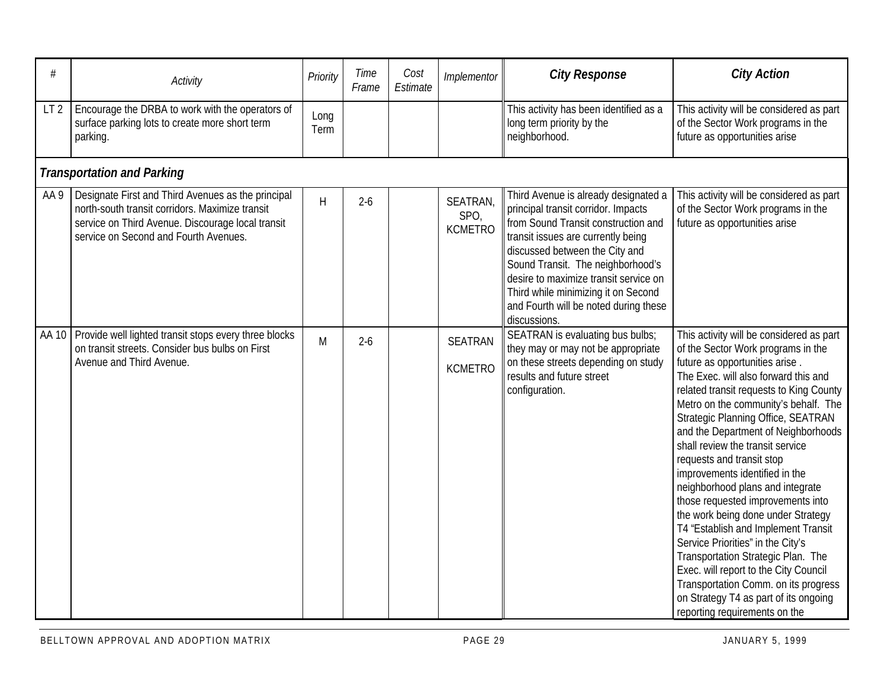| # | Activity | Priority | Time Frame | Cost Estimate | Implementor | City Response | City Action |
|---|---|---|---|---|---|---|---|
| LT 2 | Encourage the DRBA to work with the operators of surface parking lots to create more short term parking. | Long Term | | | | This activity has been identified as a long term priority by the neighborhood. | This activity will be considered as part of the Sector Work programs in the future as opportunities arise |
| ***Transportation and Parking*** | | | | | | | |
| AA 9 | Designate First and Third Avenues as the principal north-south transit corridors. Maximize transit service on Third Avenue. Discourage local transit service on Second and Fourth Avenues. | H | 2-6 | | SEATRAN, SPO, KCMETRO | Third Avenue is already designated a principal transit corridor. Impacts from Sound Transit construction and transit issues are currently being discussed between the City and Sound Transit. The neighborhood's desire to maximize transit service on Third while minimizing it on Second and Fourth will be noted during these discussions. | This activity will be considered as part of the Sector Work programs in the future as opportunities arise |
| AA 10 | Provide well lighted transit stops every three blocks on transit streets. Consider bus bulbs on First Avenue and Third Avenue. | M | 2-6 | | SEATRAN KCMETRO | SEATRAN is evaluating bus bulbs; they may or may not be appropriate on these streets depending on study results and future street configuration. | This activity will be considered as part of the Sector Work programs in the future as opportunities arise . The Exec. will also forward this and related transit requests to King County Metro on the community's behalf. The Strategic Planning Office, SEATRAN and the Department of Neighborhoods shall review the transit service requests and transit stop improvements identified in the neighborhood plans and integrate those requested improvements into the work being done under Strategy T4 "Establish and Implement Transit Service Priorities" in the City's Transportation Strategic Plan. The Exec. will report to the City Council Transportation Comm. on its progress on Strategy T4 as part of its ongoing reporting requirements on the |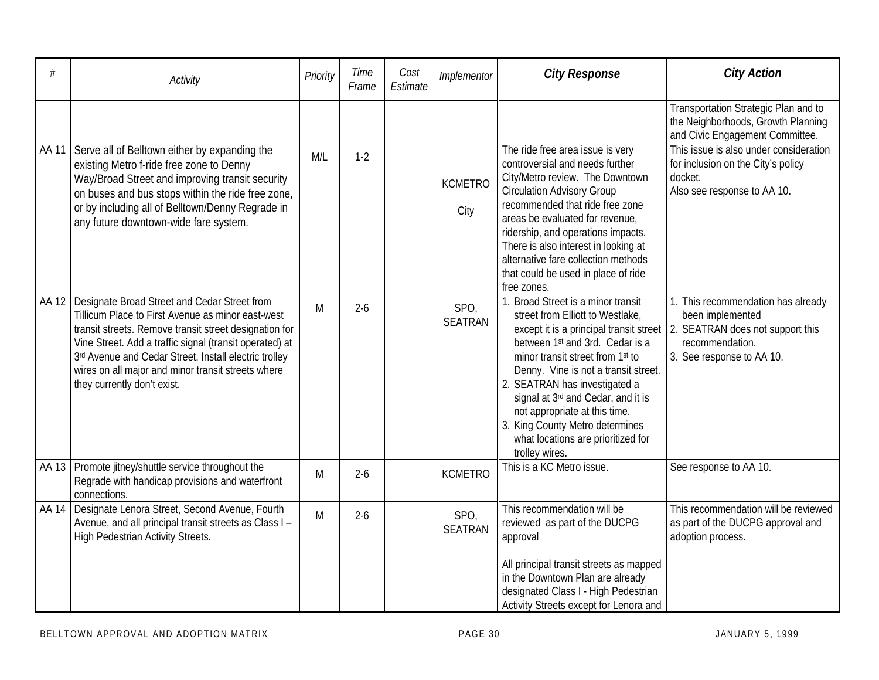| # | Activity | Priority | Time Frame | Cost Estimate | Implementor | City Response | City Action |
|---|---|---|---|---|---|---|---|
| | | | | | | | Transportation Strategic Plan and to the Neighborhoods, Growth Planning and Civic Engagement Committee. |
| AA 11 | Serve all of Belltown either by expanding the existing Metro f-ride free zone to Denny Way/Broad Street and improving transit security on buses and bus stops within the ride free zone, or by including all of Belltown/Denny Regrade in any future downtown-wide fare system. | M/L | 1-2 | | KCMETRO<br><br>City | The ride free area issue is very controversial and needs further City/Metro review. The Downtown Circulation Advisory Group recommended that ride free zone areas be evaluated for revenue, ridership, and operations impacts. There is also interest in looking at alternative fare collection methods that could be used in place of ride free zones. | This issue is also under consideration for inclusion on the City's policy docket.<br>Also see response to AA 10. |
| AA 12 | Designate Broad Street and Cedar Street from Tillicum Place to First Avenue as minor east-west transit streets. Remove transit street designation for Vine Street. Add a traffic signal (transit operated) at 3rd Avenue and Cedar Street. Install electric trolley wires on all major and minor transit streets where they currently don't exist. | M | 2-6 | | SPO, SEATRAN | 1. Broad Street is a minor transit street from Elliott to Westlake, except it is a principal transit street between 1st and 3rd. Cedar is a minor transit street from 1st to Denny. Vine is not a transit street.<br>2. SEATRAN has investigated a signal at 3rd and Cedar, and it is not appropriate at this time.<br>3. King County Metro determines what locations are prioritized for trolley wires. | 1. This recommendation has already been implemented<br>2. SEATRAN does not support this recommendation.<br>3. See response to AA 10. |
| AA 13 | Promote jitney/shuttle service throughout the Regrade with handicap provisions and waterfront connections. | M | 2-6 | | KCMETRO | This is a KC Metro issue. | See response to AA 10. |
| AA 14 | Designate Lenora Street, Second Avenue, Fourth Avenue, and all principal transit streets as Class I – High Pedestrian Activity Streets. | M | 2-6 | | SPO, SEATRAN | This recommendation will be reviewed as part of the DUCPG approval<br><br>All principal transit streets as mapped in the Downtown Plan are already designated Class I - High Pedestrian Activity Streets except for Lenora and | This recommendation will be reviewed as part of the DUCPG approval and adoption process. |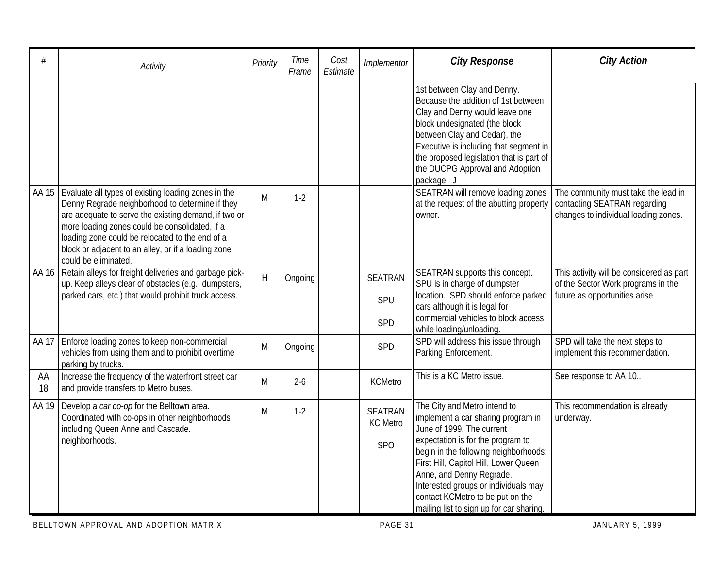| # | Activity | Priority | Time Frame | Cost Estimate | Implementor | City Response | City Action |
|---|---|---|---|---|---|---|---|
| | | | | | | 1st between Clay and Denny. Because the addition of 1st between Clay and Denny would leave one block undesignated (the block between Clay and Cedar), the Executive is including that segment in the proposed legislation that is part of the DUCPG Approval and Adoption package. J | |
| AA 15 | Evaluate all types of existing loading zones in the Denny Regrade neighborhood to determine if they are adequate to serve the existing demand, if two or more loading zones could be consolidated, if a loading zone could be relocated to the end of a block or adjacent to an alley, or if a loading zone could be eliminated. | M | 1-2 | | | SEATRAN will remove loading zones at the request of the abutting property owner. | The community must take the lead in contacting SEATRAN regarding changes to individual loading zones. |
| AA 16 | Retain alleys for freight deliveries and garbage pick-up. Keep alleys clear of obstacles (e.g., dumpsters, parked cars, etc.) that would prohibit truck access. | H | Ongoing | | SEATRAN<br>SPU<br>SPD | SEATRAN supports this concept. SPU is in charge of dumpster location. SPD should enforce parked cars although it is legal for commercial vehicles to block access while loading/unloading. | This activity will be considered as part of the Sector Work programs in the future as opportunities arise |
| AA 17 | Enforce loading zones to keep non-commercial vehicles from using them and to prohibit overtime parking by trucks. | M | Ongoing | | SPD | SPD will address this issue through Parking Enforcement. | SPD will take the next steps to implement this recommendation. |
| AA 18 | Increase the frequency of the waterfront street car and provide transfers to Metro buses. | M | 2-6 | | KCMetro | This is a KC Metro issue. | See response to AA 10.. |
| AA 19 | Develop a *car co-op* for the Belltown area. Coordinated with co-ops in other neighborhoods including Queen Anne and Cascade. neighborhoods. | M | 1-2 | | SEATRAN<br>KC Metro<br>SPO | The City and Metro intend to implement a car sharing program in June of 1999. The current expectation is for the program to begin in the following neighborhoods: First Hill, Capitol Hill, Lower Queen Anne, and Denny Regrade. Interested groups or individuals may contact KCMetro to be put on the mailing list to sign up for car sharing. | This recommendation is already underway. |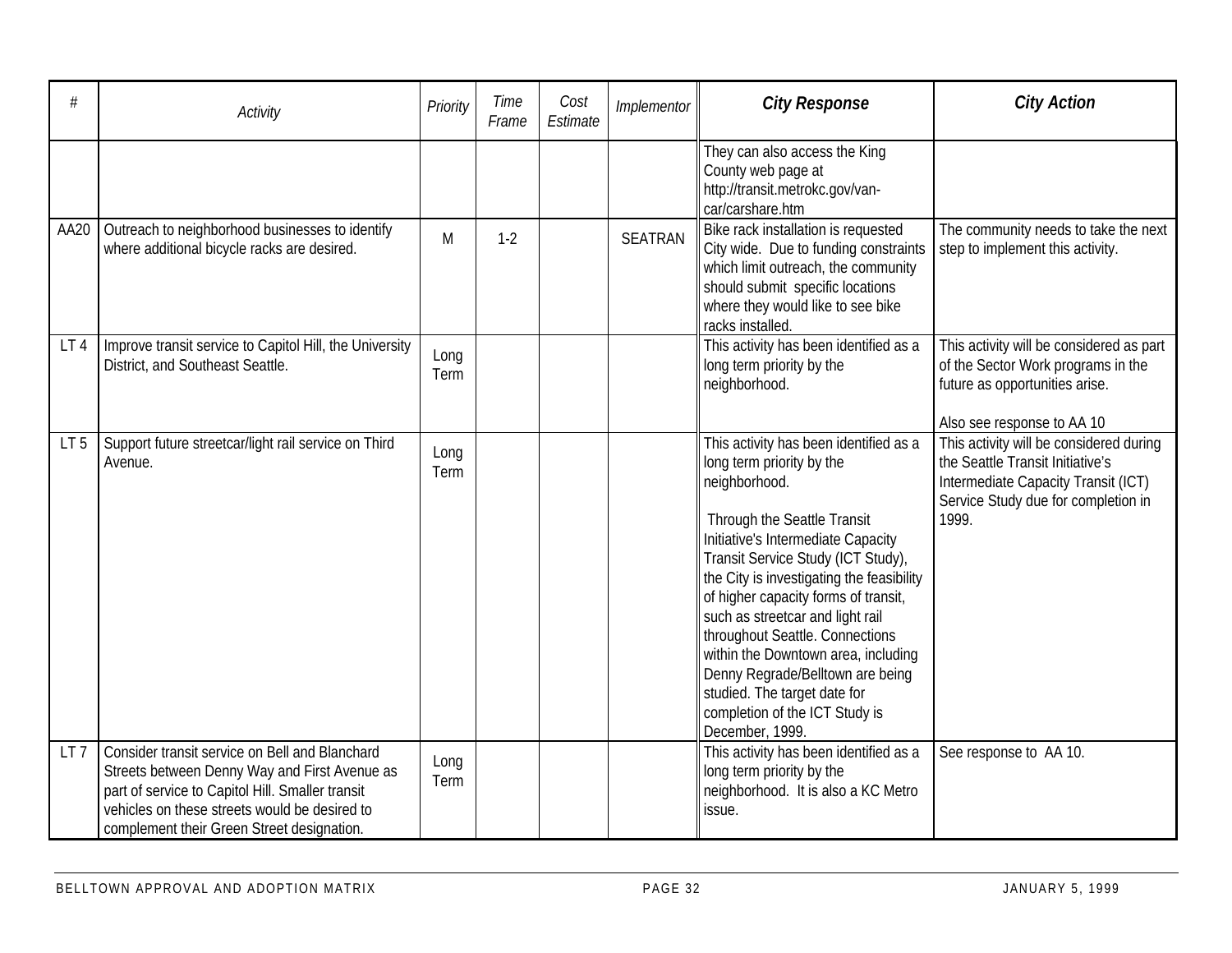| # | Activity | Priority | Time Frame | Cost Estimate | Implementor | City Response | City Action |
|---|---|---|---|---|---|---|---|
| | | | | | | They can also access the King County web page at http://transit.metrokc.gov/van-car/carshare.htm | |
| AA20 | Outreach to neighborhood businesses to identify where additional bicycle racks are desired. | M | 1-2 | | SEATRAN | Bike rack installation is requested City wide. Due to funding constraints which limit outreach, the community should submit specific locations where they would like to see bike racks installed. | The community needs to take the next step to implement this activity. |
| LT 4 | Improve transit service to Capitol Hill, the University District, and Southeast Seattle. | Long Term | | | | This activity has been identified as a long term priority by the neighborhood. | This activity will be considered as part of the Sector Work programs in the future as opportunities arise.<br><br>Also see response to AA 10 |
| LT 5 | Support future streetcar/light rail service on Third Avenue. | Long Term | | | | This activity has been identified as a long term priority by the neighborhood.<br><br>Through the Seattle Transit Initiative's Intermediate Capacity Transit Service Study (ICT Study), the City is investigating the feasibility of higher capacity forms of transit, such as streetcar and light rail throughout Seattle. Connections within the Downtown area, including Denny Regrade/Belltown are being studied. The target date for completion of the ICT Study is December, 1999. | This activity will be considered during the Seattle Transit Initiative's Intermediate Capacity Transit (ICT) Service Study due for completion in 1999. |
| LT 7 | Consider transit service on Bell and Blanchard Streets between Denny Way and First Avenue as part of service to Capitol Hill. Smaller transit vehicles on these streets would be desired to complement their Green Street designation. | Long Term | | | | This activity has been identified as a long term priority by the neighborhood. It is also a KC Metro issue. | See response to AA 10. |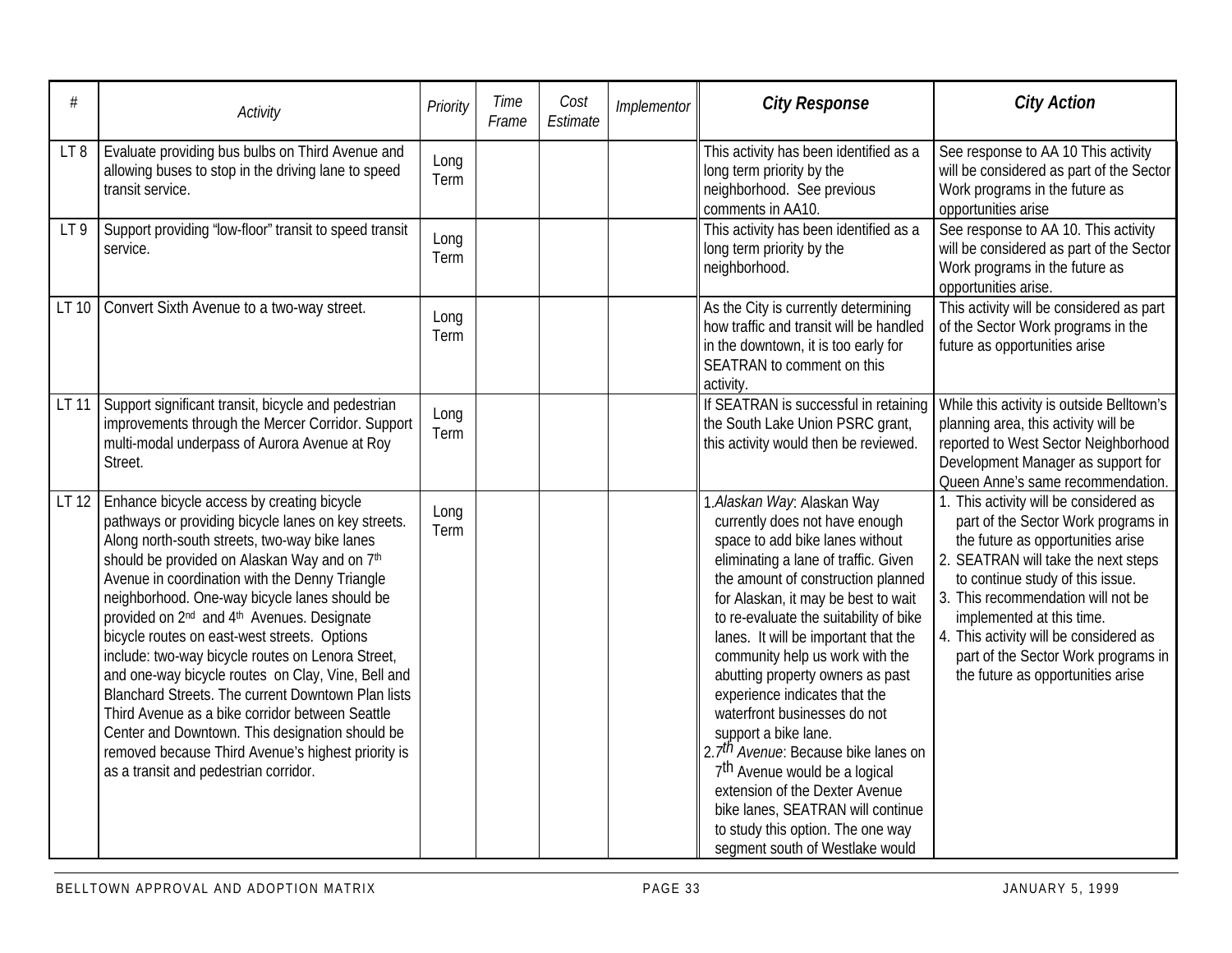| # | Activity | Priority | Time Frame | Cost Estimate | Implementor | City Response | City Action |
|---|---|---|---|---|---|---|---|
| LT 8 | Evaluate providing bus bulbs on Third Avenue and allowing buses to stop in the driving lane to speed transit service. | Long Term | | | | This activity has been identified as a long term priority by the neighborhood. See previous comments in AA10. | See response to AA 10 This activity will be considered as part of the Sector Work programs in the future as opportunities arise |
| LT 9 | Support providing "low-floor" transit to speed transit service. | Long Term | | | | This activity has been identified as a long term priority by the neighborhood. | See response to AA 10. This activity will be considered as part of the Sector Work programs in the future as opportunities arise. |
| LT 10 | Convert Sixth Avenue to a two-way street. | Long Term | | | | As the City is currently determining how traffic and transit will be handled in the downtown, it is too early for SEATRAN to comment on this activity. | This activity will be considered as part of the Sector Work programs in the future as opportunities arise |
| LT 11 | Support significant transit, bicycle and pedestrian improvements through the Mercer Corridor. Support multi-modal underpass of Aurora Avenue at Roy Street. | Long Term | | | | If SEATRAN is successful in retaining the South Lake Union PSRC grant, this activity would then be reviewed. | While this activity is outside Belltown's planning area, this activity will be reported to West Sector Neighborhood Development Manager as support for Queen Anne's same recommendation. |
| LT 12 | Enhance bicycle access by creating bicycle pathways or providing bicycle lanes on key streets. Along north-south streets, two-way bike lanes should be provided on Alaskan Way and on 7th Avenue in coordination with the Denny Triangle neighborhood. One-way bicycle lanes should be provided on 2nd and 4th Avenues. Designate bicycle routes on east-west streets. Options include: two-way bicycle routes on Lenora Street, and one-way bicycle routes on Clay, Vine, Bell and Blanchard Streets. The current Downtown Plan lists Third Avenue as a bike corridor between Seattle Center and Downtown. This designation should be removed because Third Avenue's highest priority is as a transit and pedestrian corridor. | Long Term | | | | 1. *Alaskan Way*: Alaskan Way currently does not have enough space to add bike lanes without eliminating a lane of traffic. Given the amount of construction planned for Alaskan, it may be best to wait to re-evaluate the suitability of bike lanes. It will be important that the community help us work with the abutting property owners as past experience indicates that the waterfront businesses do not support a bike lane.<br>2. *7th Avenue*: Because bike lanes on 7th Avenue would be a logical extension of the Dexter Avenue bike lanes, SEATRAN will continue to study this option. The one way segment south of Westlake would | 1. This activity will be considered as part of the Sector Work programs in the future as opportunities arise<br>2. SEATRAN will take the next steps to continue study of this issue.<br>3. This recommendation will not be implemented at this time.<br>4. This activity will be considered as part of the Sector Work programs in the future as opportunities arise |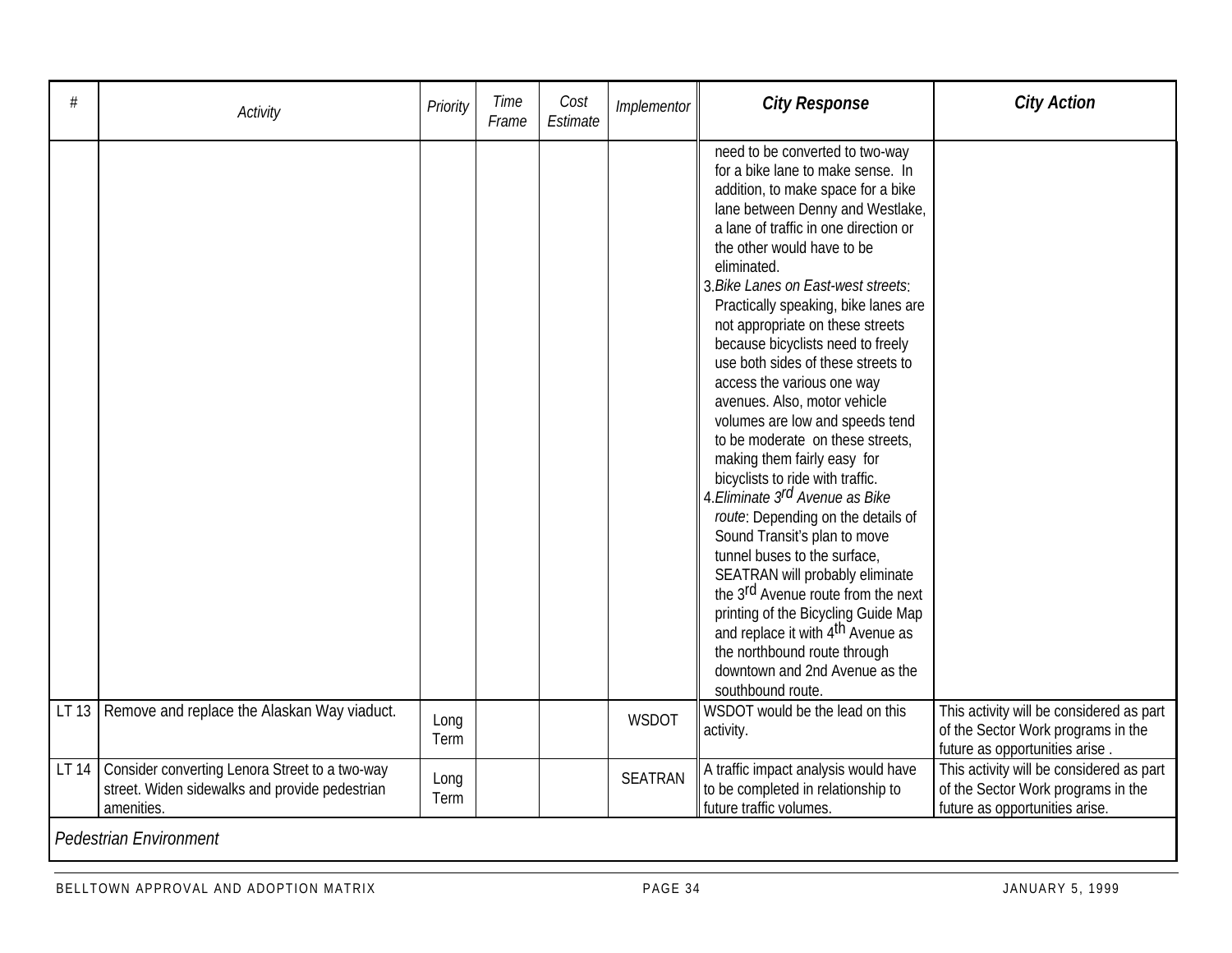| # | Activity | Priority | Time Frame | Cost Estimate | Implementor | City Response | City Action |
|---|---|---|---|---|---|---|---|
| | | | | | | need to be converted to two-way for a bike lane to make sense. In addition, to make space for a bike lane between Denny and Westlake, a lane of traffic in one direction or the other would have to be eliminated.<br>3. *Bike Lanes on East-west streets*: Practically speaking, bike lanes are not appropriate on these streets because bicyclists need to freely use both sides of these streets to access the various one way avenues. Also, motor vehicle volumes are low and speeds tend to be moderate on these streets, making them fairly easy for bicyclists to ride with traffic.<br>4. *Eliminate 3rd Avenue as Bike route*: Depending on the details of Sound Transit's plan to move tunnel buses to the surface, SEATRAN will probably eliminate the 3rd Avenue route from the next printing of the Bicycling Guide Map and replace it with 4th Avenue as the northbound route through downtown and 2nd Avenue as the southbound route. | |
| LT 13 | Remove and replace the Alaskan Way viaduct. | Long Term | | | WSDOT | WSDOT would be the lead on this activity. | This activity will be considered as part of the Sector Work programs in the future as opportunities arise . |
| LT 14 | Consider converting Lenora Street to a two-way street. Widen sidewalks and provide pedestrian amenities. | Long Term | | | SEATRAN | A traffic impact analysis would have to be completed in relationship to future traffic volumes. | This activity will be considered as part of the Sector Work programs in the future as opportunities arise. |
| *Pedestrian Environment* | | | | | | | |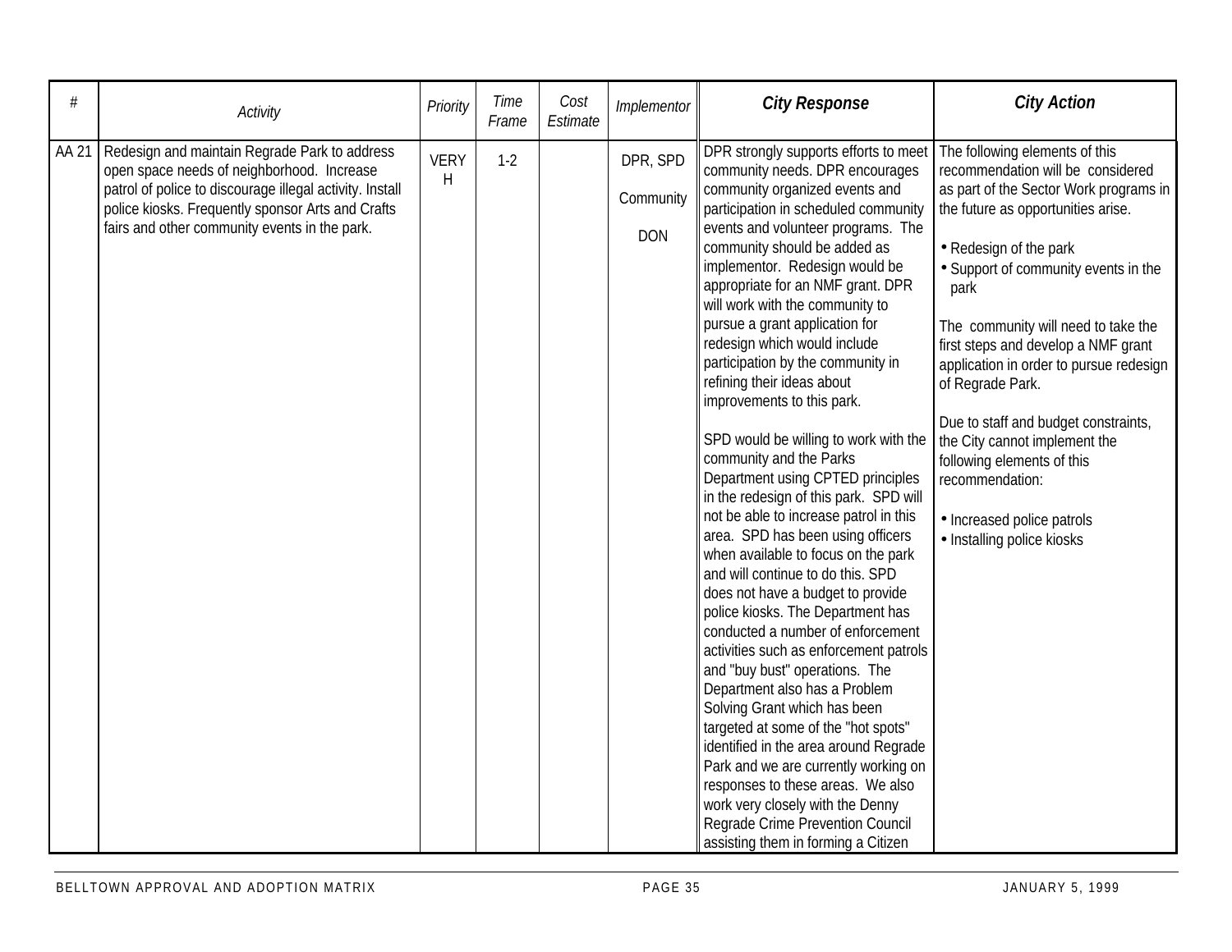| # | Activity | Priority | Time Frame | Cost Estimate | Implementor | City Response | City Action |
|---|---|---|---|---|---|---|---|
| AA 21 | Redesign and maintain Regrade Park to address open space needs of neighborhood. Increase patrol of police to discourage illegal activity. Install police kiosks. Frequently sponsor Arts and Crafts fairs and other community events in the park. | VERY H | 1-2 | | DPR, SPD<br><br>Community<br><br>DON | DPR strongly supports efforts to meet community needs. DPR encourages community organized events and participation in scheduled community events and volunteer programs. The community should be added as implementor. Redesign would be appropriate for an NMF grant. DPR will work with the community to pursue a grant application for redesign which would include participation by the community in refining their ideas about improvements to this park.<br><br>SPD would be willing to work with the community and the Parks Department using CPTED principles in the redesign of this park. SPD will not be able to increase patrol in this area. SPD has been using officers when available to focus on the park and will continue to do this. SPD does not have a budget to provide police kiosks. The Department has conducted a number of enforcement activities such as enforcement patrols and "buy bust" operations. The Department also has a Problem Solving Grant which has been targeted at some of the "hot spots" identified in the area around Regrade Park and we are currently working on responses to these areas. We also work very closely with the Denny Regrade Crime Prevention Council assisting them in forming a Citizen | The following elements of this recommendation will be considered as part of the Sector Work programs in the future as opportunities arise.<br><br>• Redesign of the park<br>• Support of community events in the park<br><br>The community will need to take the first steps and develop a NMF grant application in order to pursue redesign of Regrade Park.<br><br>Due to staff and budget constraints, the City cannot implement the following elements of this recommendation:<br><br>• Increased police patrols<br>• Installing police kiosks |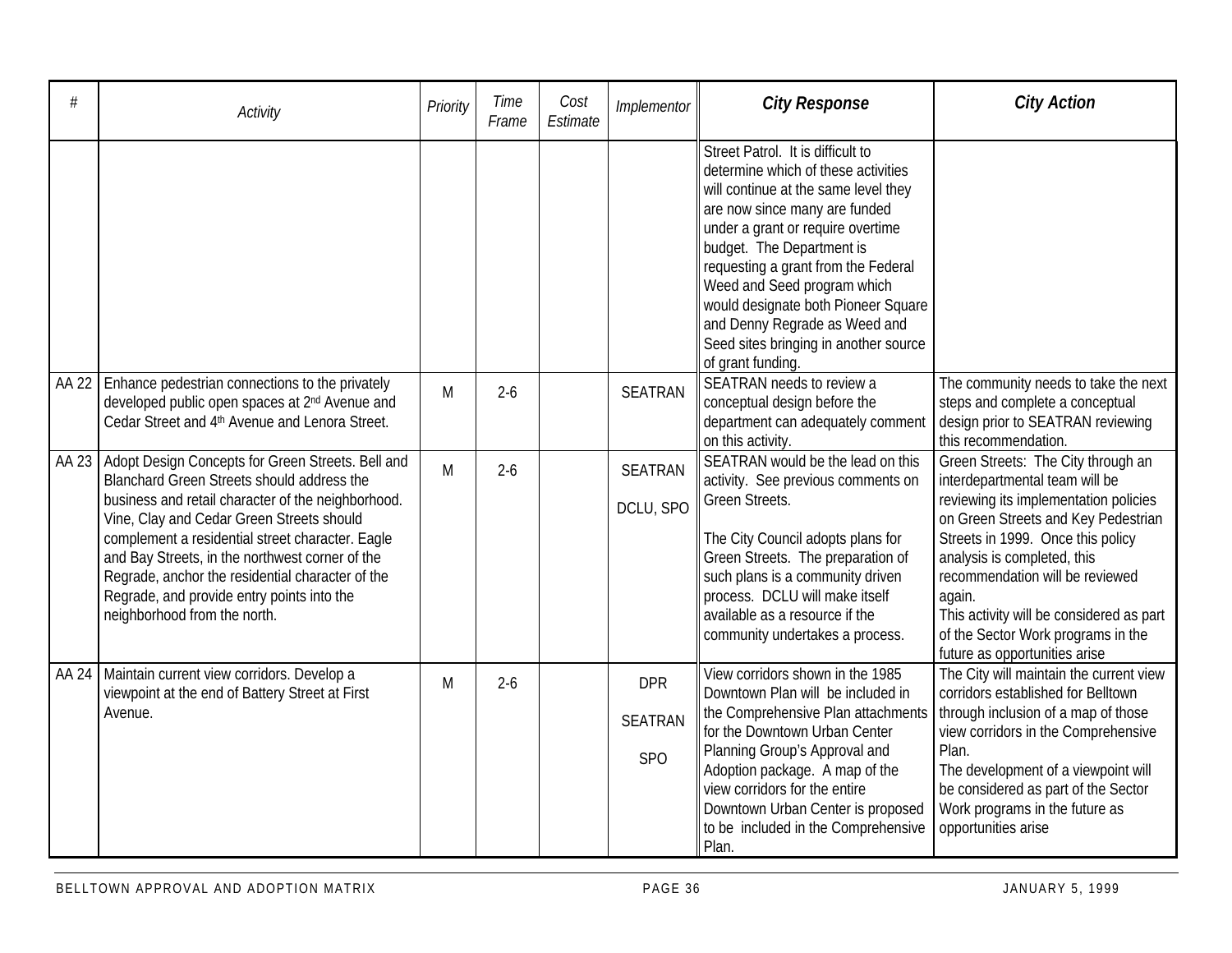| # | Activity | Priority | Time Frame | Cost Estimate | Implementor | City Response | City Action |
|---|---|---|---|---|---|---|---|
| | | | | | | Street Patrol. It is difficult to determine which of these activities will continue at the same level they are now since many are funded under a grant or require overtime budget. The Department is requesting a grant from the Federal Weed and Seed program which would designate both Pioneer Square and Denny Regrade as Weed and Seed sites bringing in another source of grant funding. | |
| AA 22 | Enhance pedestrian connections to the privately developed public open spaces at 2nd Avenue and Cedar Street and 4th Avenue and Lenora Street. | M | 2-6 | | SEATRAN | SEATRAN needs to review a conceptual design before the department can adequately comment on this activity. | The community needs to take the next steps and complete a conceptual design prior to SEATRAN reviewing this recommendation. |
| AA 23 | Adopt Design Concepts for Green Streets. Bell and Blanchard Green Streets should address the business and retail character of the neighborhood. Vine, Clay and Cedar Green Streets should complement a residential street character. Eagle and Bay Streets, in the northwest corner of the Regrade, anchor the residential character of the Regrade, and provide entry points into the neighborhood from the north. | M | 2-6 | | SEATRAN<br><br>DCLU, SPO | SEATRAN would be the lead on this activity. See previous comments on Green Streets.<br><br>The City Council adopts plans for Green Streets. The preparation of such plans is a community driven process. DCLU will make itself available as a resource if the community undertakes a process. | Green Streets: The City through an interdepartmental team will be reviewing its implementation policies on Green Streets and Key Pedestrian Streets in 1999. Once this policy analysis is completed, this recommendation will be reviewed again.<br>This activity will be considered as part of the Sector Work programs in the future as opportunities arise |
| AA 24 | Maintain current view corridors. Develop a viewpoint at the end of Battery Street at First Avenue. | M | 2-6 | | DPR<br><br>SEATRAN<br><br>SPO | View corridors shown in the 1985 Downtown Plan will be included in the Comprehensive Plan attachments for the Downtown Urban Center Planning Group's Approval and Adoption package. A map of the view corridors for the entire Downtown Urban Center is proposed to be included in the Comprehensive Plan. | The City will maintain the current view corridors established for Belltown through inclusion of a map of those view corridors in the Comprehensive Plan.<br>The development of a viewpoint will be considered as part of the Sector Work programs in the future as opportunities arise |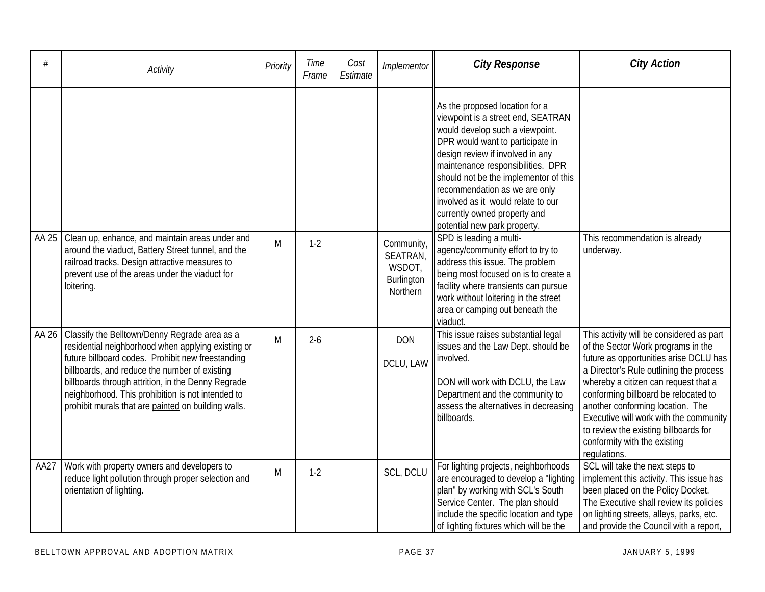| # | Activity | Priority | Time Frame | Cost Estimate | Implementor | City Response | City Action |
|---|---|---|---|---|---|---|---|
| | | | | | | As the proposed location for a viewpoint is a street end, SEATRAN would develop such a viewpoint. DPR would want to participate in design review if involved in any maintenance responsibilities. DPR should not be the implementor of this recommendation as we are only involved as it would relate to our currently owned property and potential new park property. | |
| AA 25 | Clean up, enhance, and maintain areas under and around the viaduct, Battery Street tunnel, and the railroad tracks. Design attractive measures to prevent use of the areas under the viaduct for loitering. | M | 1-2 | | Community, SEATRAN, WSDOT, Burlington Northern | SPD is leading a multi-agency/community effort to try to address this issue. The problem being most focused on is to create a facility where transients can pursue work without loitering in the street area or camping out beneath the viaduct. | This recommendation is already underway. |
| AA 26 | Classify the Belltown/Denny Regrade area as a residential neighborhood when applying existing or future billboard codes. Prohibit new freestanding billboards, and reduce the number of existing billboards through attrition, in the Denny Regrade neighborhood. This prohibition is not intended to prohibit murals that are painted on building walls. | M | 2-6 | | DON<br><br>DCLU, LAW | This issue raises substantial legal issues and the Law Dept. should be involved.<br><br>DON will work with DCLU, the Law Department and the community to assess the alternatives in decreasing billboards. | This activity will be considered as part of the Sector Work programs in the future as opportunities arise DCLU has a Director's Rule outlining the process whereby a citizen can request that a conforming billboard be relocated to another conforming location. The Executive will work with the community to review the existing billboards for conformity with the existing regulations. |
| AA27 | Work with property owners and developers to reduce light pollution through proper selection and orientation of lighting. | M | 1-2 | | SCL, DCLU | For lighting projects, neighborhoods are encouraged to develop a "lighting plan" by working with SCL's South Service Center. The plan should include the specific location and type of lighting fixtures which will be the | SCL will take the next steps to implement this activity. This issue has been placed on the Policy Docket. The Executive shall review its policies on lighting streets, alleys, parks, etc. and provide the Council with a report, |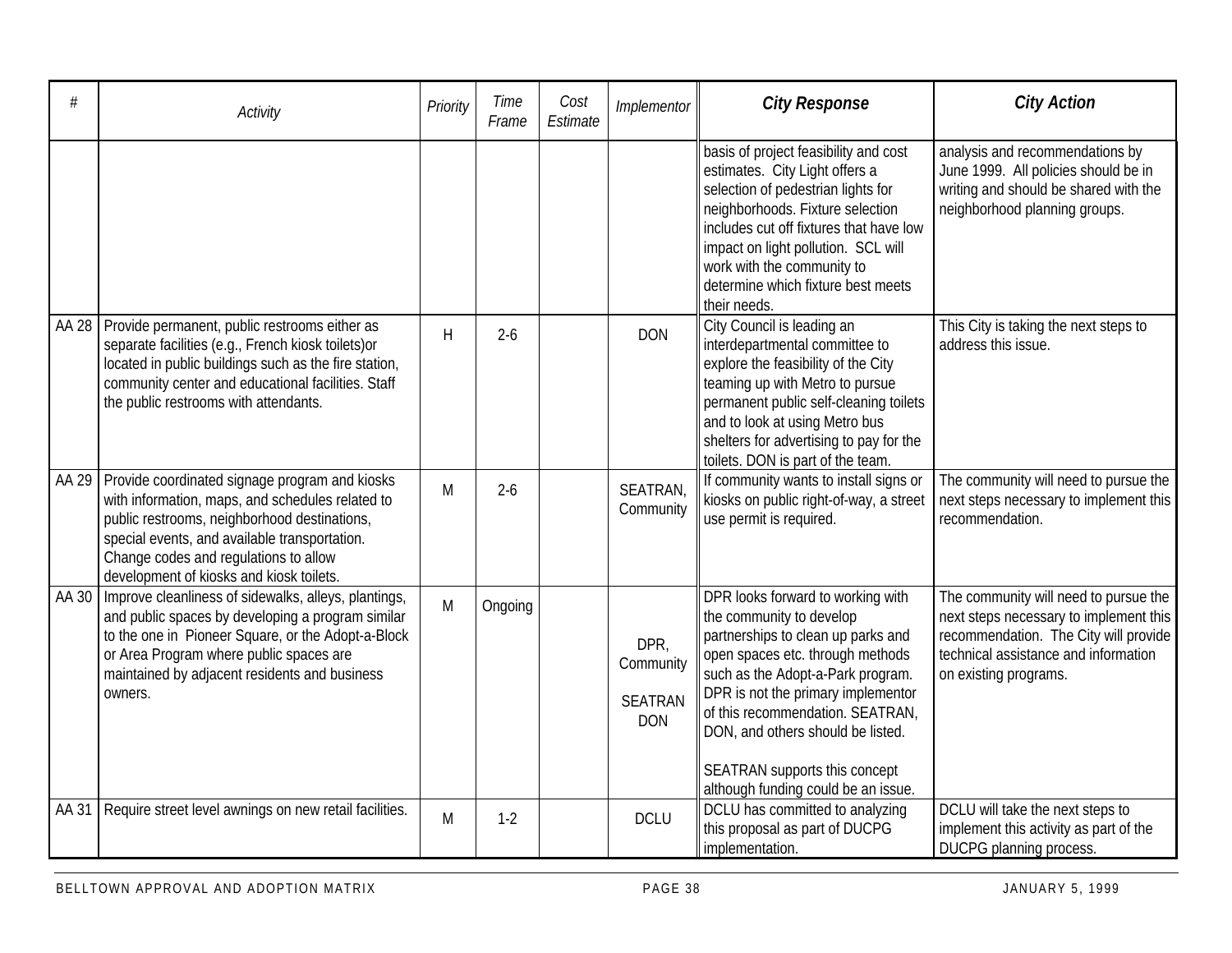| # | Activity | Priority | Time Frame | Cost Estimate | Implementor | City Response | City Action |
|---|---|---|---|---|---|---|---|
| | | | | | | basis of project feasibility and cost estimates. City Light offers a selection of pedestrian lights for neighborhoods. Fixture selection includes cut off fixtures that have low impact on light pollution. SCL will work with the community to determine which fixture best meets their needs. | analysis and recommendations by June 1999. All policies should be in writing and should be shared with the neighborhood planning groups. |
| AA 28 | Provide permanent, public restrooms either as separate facilities (e.g., French kiosk toilets)or located in public buildings such as the fire station, community center and educational facilities. Staff the public restrooms with attendants. | H | 2-6 | | DON | City Council is leading an interdepartmental committee to explore the feasibility of the City teaming up with Metro to pursue permanent public self-cleaning toilets and to look at using Metro bus shelters for advertising to pay for the toilets. DON is part of the team. | This City is taking the next steps to address this issue. |
| AA 29 | Provide coordinated signage program and kiosks with information, maps, and schedules related to public restrooms, neighborhood destinations, special events, and available transportation. Change codes and regulations to allow development of kiosks and kiosk toilets. | M | 2-6 | | SEATRAN, Community | If community wants to install signs or kiosks on public right-of-way, a street use permit is required. | The community will need to pursue the next steps necessary to implement this recommendation. |
| AA 30 | Improve cleanliness of sidewalks, alleys, plantings, and public spaces by developing a program similar to the one in Pioneer Square, or the Adopt-a-Block or Area Program where public spaces are maintained by adjacent residents and business owners. | M | Ongoing | | DPR, Community<br><br>SEATRAN DON | DPR looks forward to working with the community to develop partnerships to clean up parks and open spaces etc. through methods such as the Adopt-a-Park program. DPR is not the primary implementor of this recommendation. SEATRAN, DON, and others should be listed.<br><br>SEATRAN supports this concept although funding could be an issue. | The community will need to pursue the next steps necessary to implement this recommendation. The City will provide technical assistance and information on existing programs. |
| AA 31 | Require street level awnings on new retail facilities. | M | 1-2 | | DCLU | DCLU has committed to analyzing this proposal as part of DUCPG implementation. | DCLU will take the next steps to implement this activity as part of the DUCPG planning process. |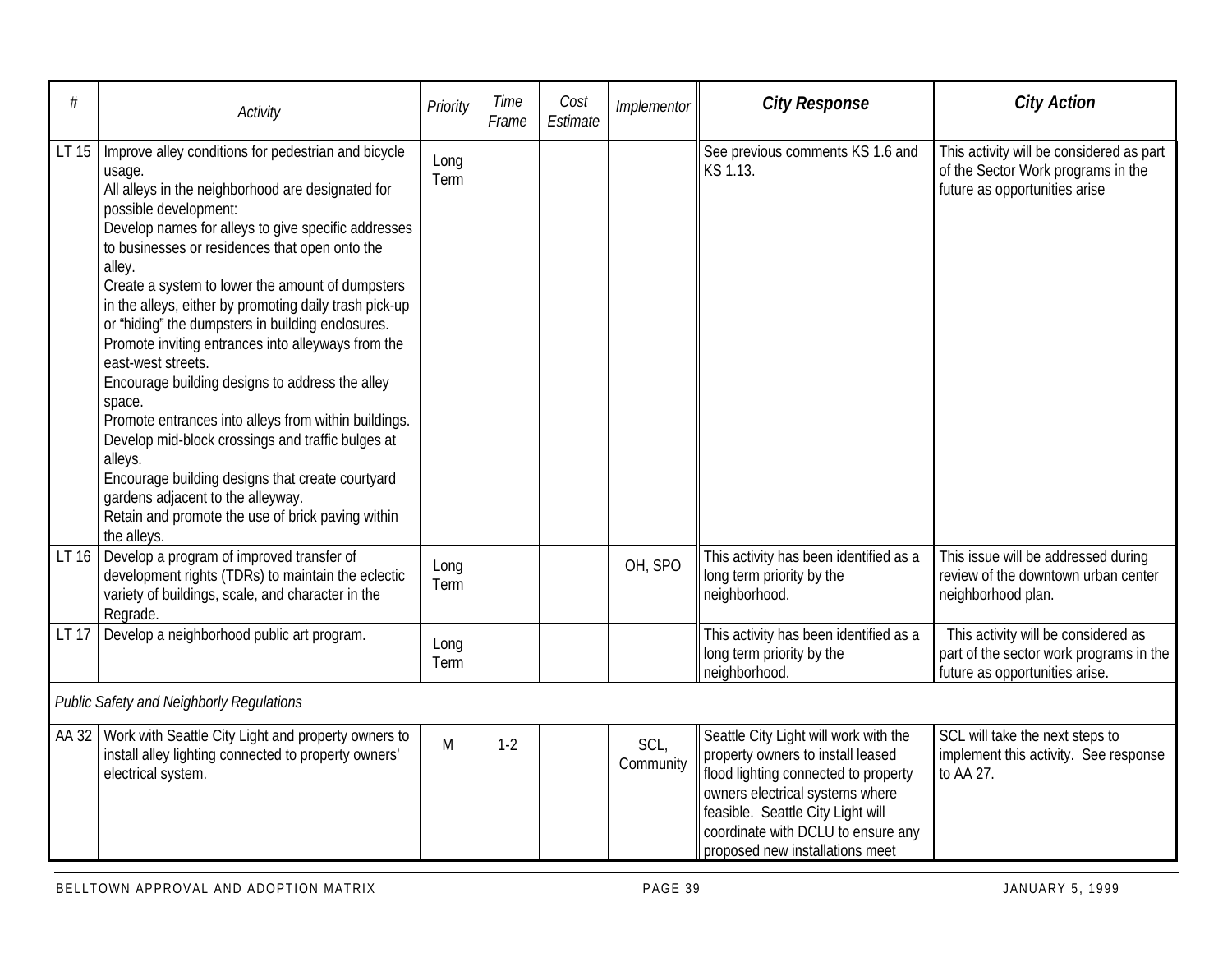| # | Activity | Priority | Time Frame | Cost Estimate | Implementor | City Response | City Action |
|---|---|---|---|---|---|---|---|
| LT 15 | Improve alley conditions for pedestrian and bicycle usage.<br>All alleys in the neighborhood are designated for possible development:<br>Develop names for alleys to give specific addresses to businesses or residences that open onto the alley.<br>Create a system to lower the amount of dumpsters in the alleys, either by promoting daily trash pick-up or "hiding" the dumpsters in building enclosures.<br>Promote inviting entrances into alleyways from the east-west streets.<br>Encourage building designs to address the alley space.<br>Promote entrances into alleys from within buildings.<br>Develop mid-block crossings and traffic bulges at alleys.<br>Encourage building designs that create courtyard gardens adjacent to the alleyway.<br>Retain and promote the use of brick paving within the alleys. | Long Term | | | | See previous comments KS 1.6 and KS 1.13. | This activity will be considered as part of the Sector Work programs in the future as opportunities arise |
| LT 16 | Develop a program of improved transfer of development rights (TDRs) to maintain the eclectic variety of buildings, scale, and character in the Regrade. | Long Term | | | OH, SPO | This activity has been identified as a long term priority by the neighborhood. | This issue will be addressed during review of the downtown urban center neighborhood plan. |
| LT 17 | Develop a neighborhood public art program. | Long Term | | | | This activity has been identified as a long term priority by the neighborhood. | This activity will be considered as part of the sector work programs in the future as opportunities arise. |
| *Public Safety and Neighborly Regulations* | | | | | | | |
| AA 32 | Work with Seattle City Light and property owners to install alley lighting connected to property owners' electrical system. | M | 1-2 | | SCL, Community | Seattle City Light will work with the property owners to install leased flood lighting connected to property owners electrical systems where feasible. Seattle City Light will coordinate with DCLU to ensure any proposed new installations meet | SCL will take the next steps to implement this activity. See response to AA 27. |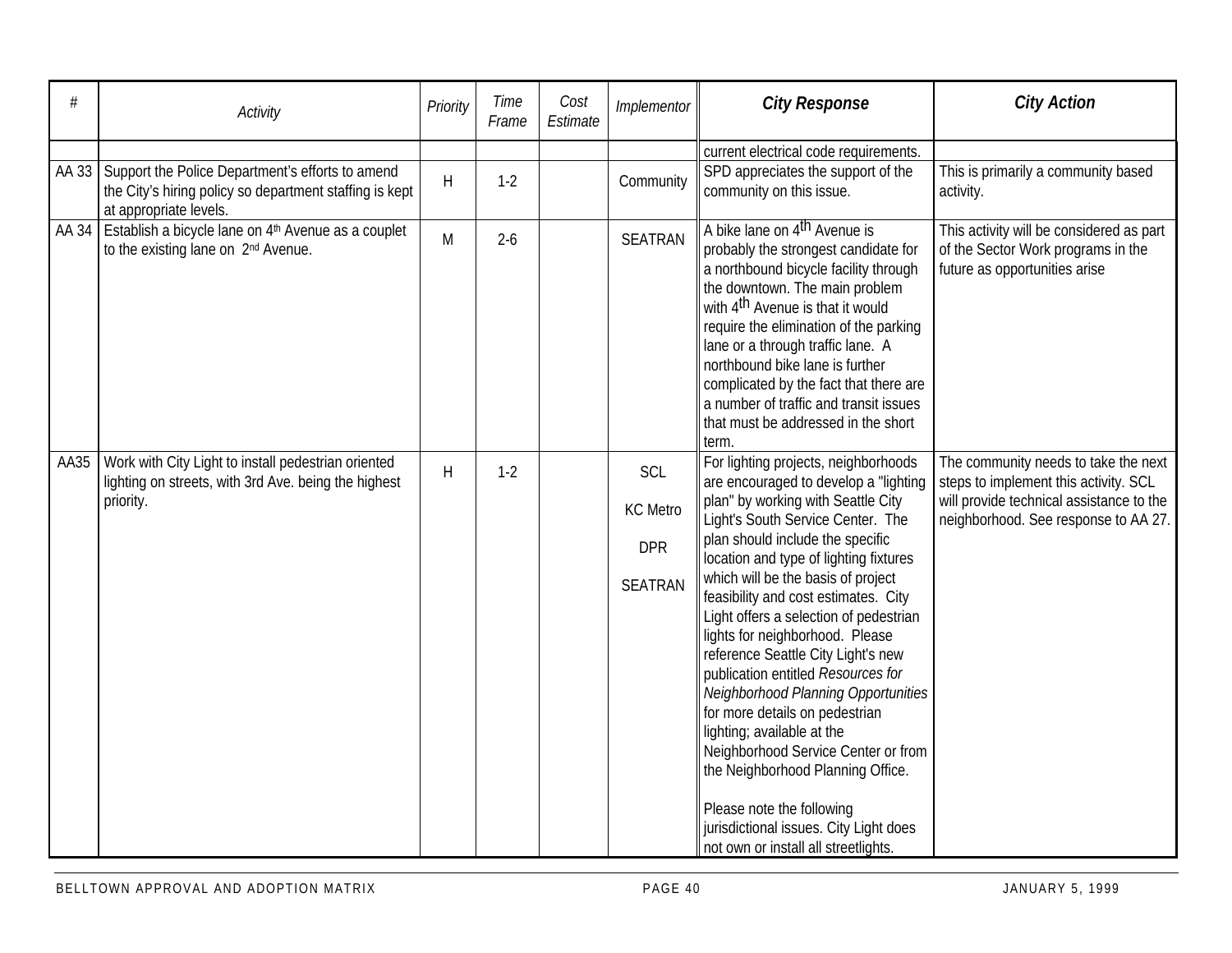| # | Activity | Priority | Time Frame | Cost Estimate | Implementor | City Response | City Action |
|---|---|---|---|---|---|---|---|
| | | | | | | current electrical code requirements. | |
| AA 33 | Support the Police Department's efforts to amend the City's hiring policy so department staffing is kept at appropriate levels. | H | 1-2 | | Community | SPD appreciates the support of the community on this issue. | This is primarily a community based activity. |
| AA 34 | Establish a bicycle lane on 4th Avenue as a couplet to the existing lane on 2nd Avenue. | M | 2-6 | | SEATRAN | A bike lane on 4th Avenue is probably the strongest candidate for a northbound bicycle facility through the downtown. The main problem with 4th Avenue is that it would require the elimination of the parking lane or a through traffic lane. A northbound bike lane is further complicated by the fact that there are a number of traffic and transit issues that must be addressed in the short term. | This activity will be considered as part of the Sector Work programs in the future as opportunities arise |
| AA35 | Work with City Light to install pedestrian oriented lighting on streets, with 3rd Ave. being the highest priority. | H | 1-2 | | SCL<br><br>KC Metro<br><br>DPR<br><br>SEATRAN | For lighting projects, neighborhoods are encouraged to develop a "lighting plan" by working with Seattle City Light's South Service Center. The plan should include the specific location and type of lighting fixtures which will be the basis of project feasibility and cost estimates. City Light offers a selection of pedestrian lights for neighborhood. Please reference Seattle City Light's new publication entitled *Resources for Neighborhood Planning Opportunities* for more details on pedestrian lighting; available at the Neighborhood Service Center or from the Neighborhood Planning Office.<br><br>Please note the following jurisdictional issues. City Light does not own or install all streetlights. | The community needs to take the next steps to implement this activity. SCL will provide technical assistance to the neighborhood. See response to AA 27. |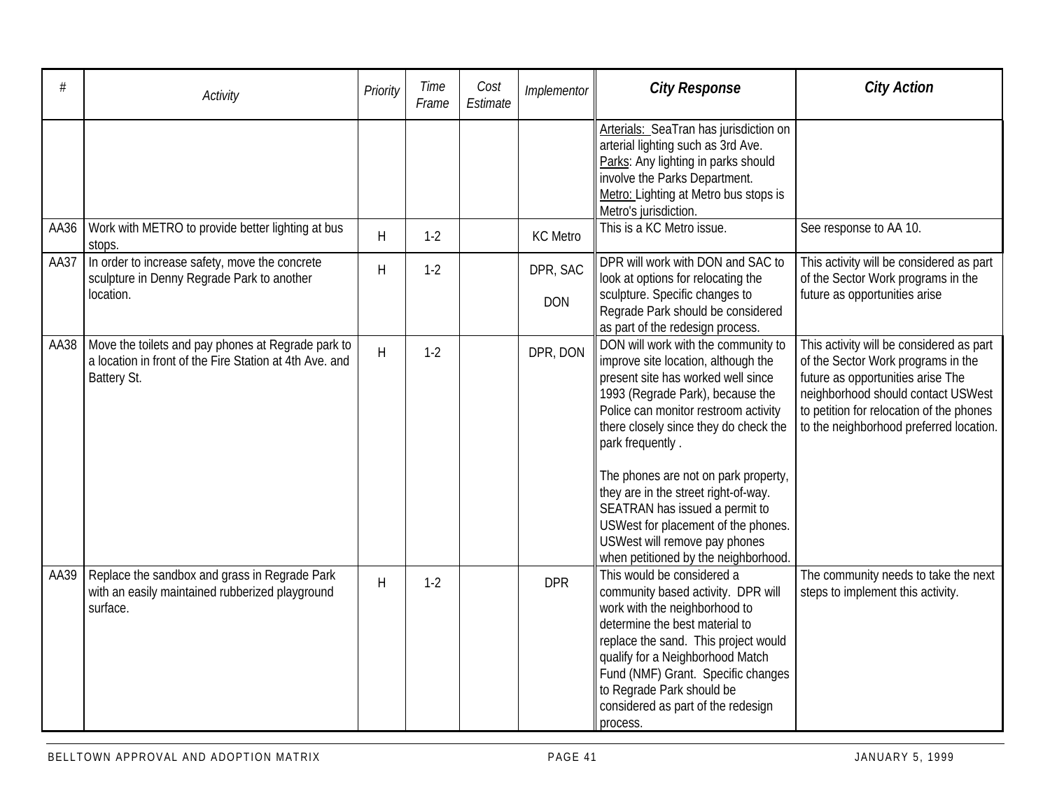| # | Activity | Priority | Time Frame | Cost Estimate | Implementor | City Response | City Action |
|---|---|---|---|---|---|---|---|
| | | | | | | Arterials: SeaTran has jurisdiction on arterial lighting such as 3rd Ave. Parks: Any lighting in parks should involve the Parks Department. Metro: Lighting at Metro bus stops is Metro's jurisdiction. | |
| AA36 | Work with METRO to provide better lighting at bus stops. | H | 1-2 | | KC Metro | This is a KC Metro issue. | See response to AA 10. |
| AA37 | In order to increase safety, move the concrete sculpture in Denny Regrade Park to another location. | H | 1-2 | | DPR, SAC DON | DPR will work with DON and SAC to look at options for relocating the sculpture. Specific changes to Regrade Park should be considered as part of the redesign process. | This activity will be considered as part of the Sector Work programs in the future as opportunities arise |
| AA38 | Move the toilets and pay phones at Regrade park to a location in front of the Fire Station at 4th Ave. and Battery St. | H | 1-2 | | DPR, DON | DON will work with the community to improve site location, although the present site has worked well since 1993 (Regrade Park), because the Police can monitor restroom activity there closely since they do check the park frequently .<br><br>The phones are not on park property, they are in the street right-of-way. SEATRAN has issued a permit to USWest for placement of the phones. USWest will remove pay phones when petitioned by the neighborhood. | This activity will be considered as part of the Sector Work programs in the future as opportunities arise The neighborhood should contact USWest to petition for relocation of the phones to the neighborhood preferred location. |
| AA39 | Replace the sandbox and grass in Regrade Park with an easily maintained rubberized playground surface. | H | 1-2 | | DPR | This would be considered a community based activity. DPR will work with the neighborhood to determine the best material to replace the sand. This project would qualify for a Neighborhood Match Fund (NMF) Grant. Specific changes to Regrade Park should be considered as part of the redesign process. | The community needs to take the next steps to implement this activity. |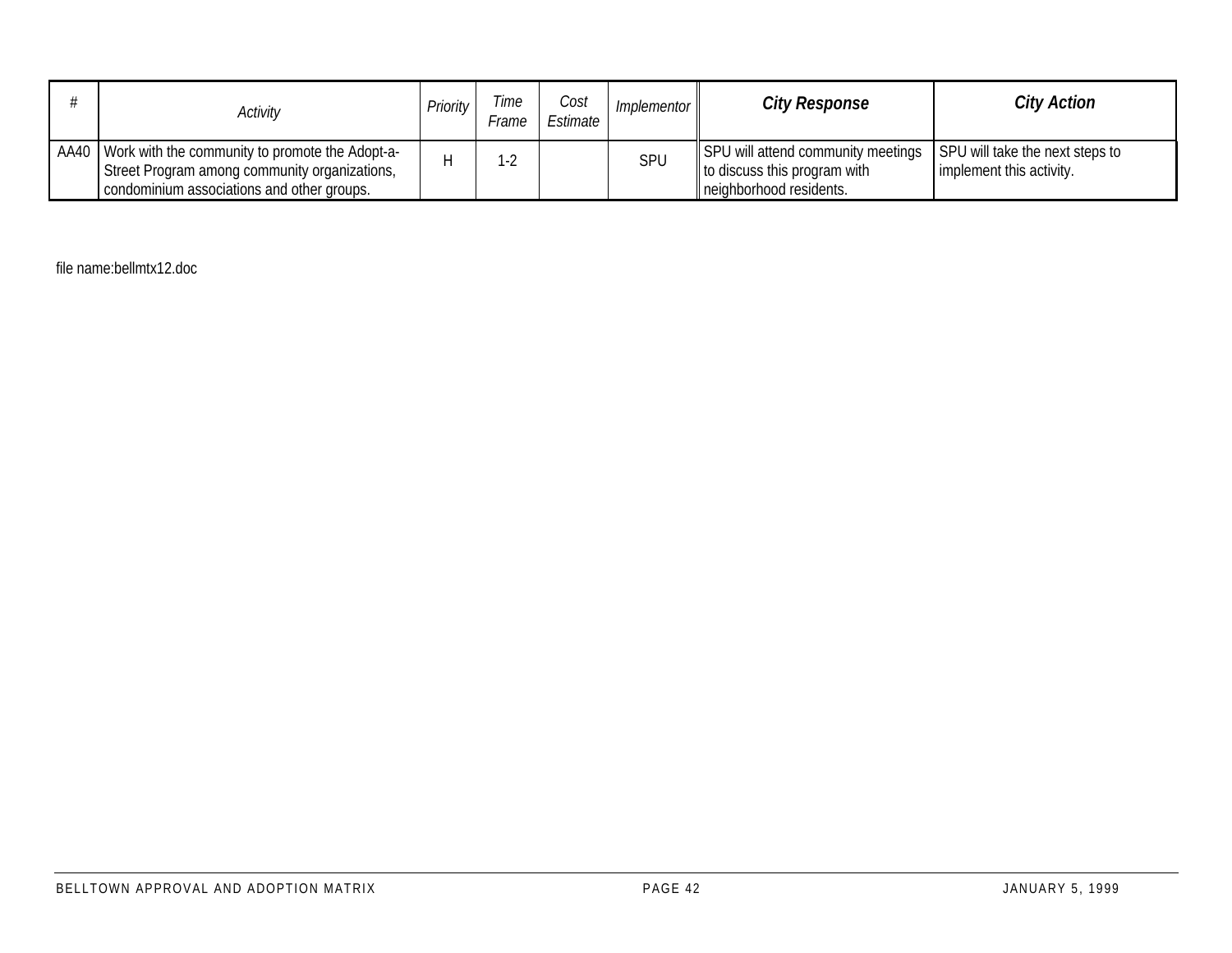| # | Activity | Priority | Time Frame | Cost Estimate | Implementor | City Response | City Action |
|---|---|---|---|---|---|---|---|
| AA40 | Work with the community to promote the Adopt-a-Street Program among community organizations, condominium associations and other groups. | H | 1-2 | | SPU | SPU will attend community meetings to discuss this program with neighborhood residents. | SPU will take the next steps to implement this activity. |

file name:bellmtx12.doc